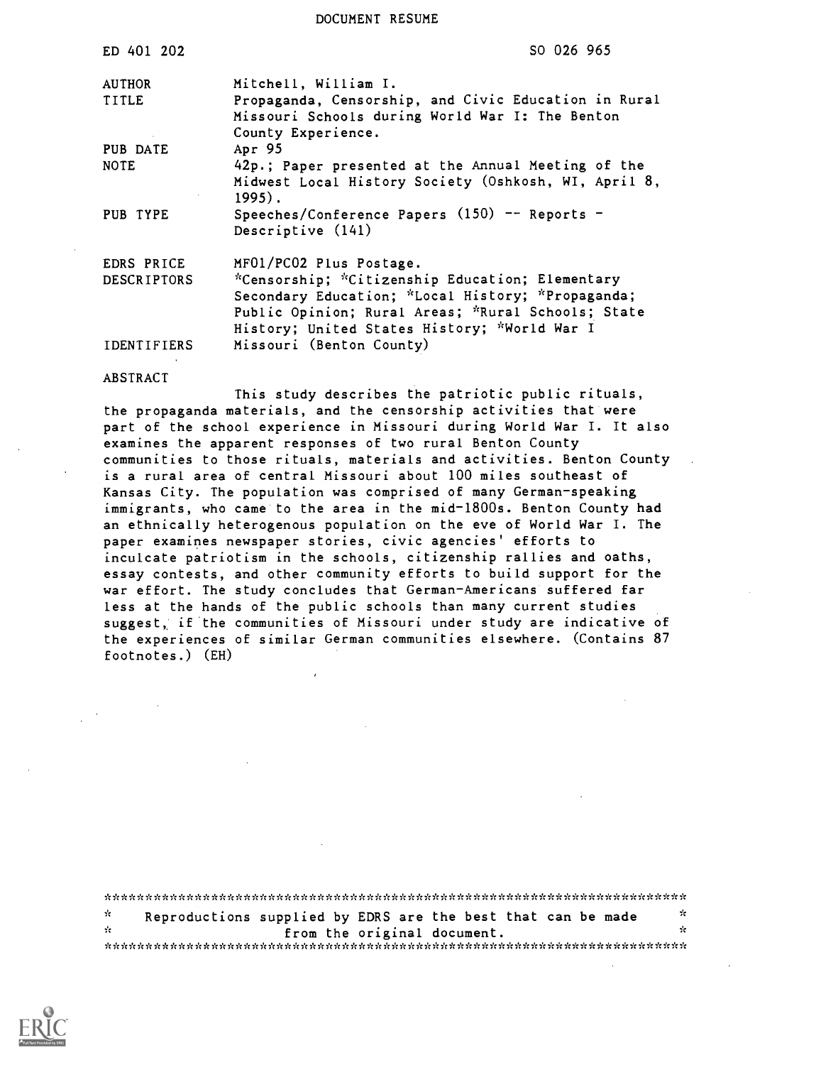DOCUMENT RESUME

| | |
|---|---|
| ED 401 202 | SO 026 965 |
| AUTHOR | Mitchell, William I. |
| TITLE | Propaganda, Censorship, and Civic Education in Rural Missouri Schools during World War I: The Benton County Experience. |
| PUB DATE | Apr 95 |
| NOTE | 42p.; Paper presented at the Annual Meeting of the Midwest Local History Society (Oshkosh, WI, April 8, 1995). |
| PUB TYPE | Speeches/Conference Papers (150) -- Reports - Descriptive (141) |
| EDRS PRICE | MF01/PC02 Plus Postage. |
| DESCRIPTORS | *Censorship; *Citizenship Education; Elementary Secondary Education; *Local History; *Propaganda; Public Opinion; Rural Areas; *Rural Schools; State History; United States History; *World War I |
| IDENTIFIERS | Missouri (Benton County) |

ABSTRACT

This study describes the patriotic public rituals, the propaganda materials, and the censorship activities that were part of the school experience in Missouri during World War I. It also examines the apparent responses of two rural Benton County communities to those rituals, materials and activities. Benton County is a rural area of central Missouri about 100 miles southeast of Kansas City. The population was comprised of many German-speaking immigrants, who came to the area in the mid-1800s. Benton County had an ethnically heterogenous population on the eve of World War I. The paper examines newspaper stories, civic agencies' efforts to inculcate patriotism in the schools, citizenship rallies and oaths, essay contests, and other community efforts to build support for the war effort. The study concludes that German-Americans suffered far less at the hands of the public schools than many current studies suggest, if the communities of Missouri under study are indicative of the experiences of similar German communities elsewhere. (Contains 87 footnotes.) (EH)

***********************************************************************
* Reproductions supplied by EDRS are the best that can be made *
* from the original document. *
***********************************************************************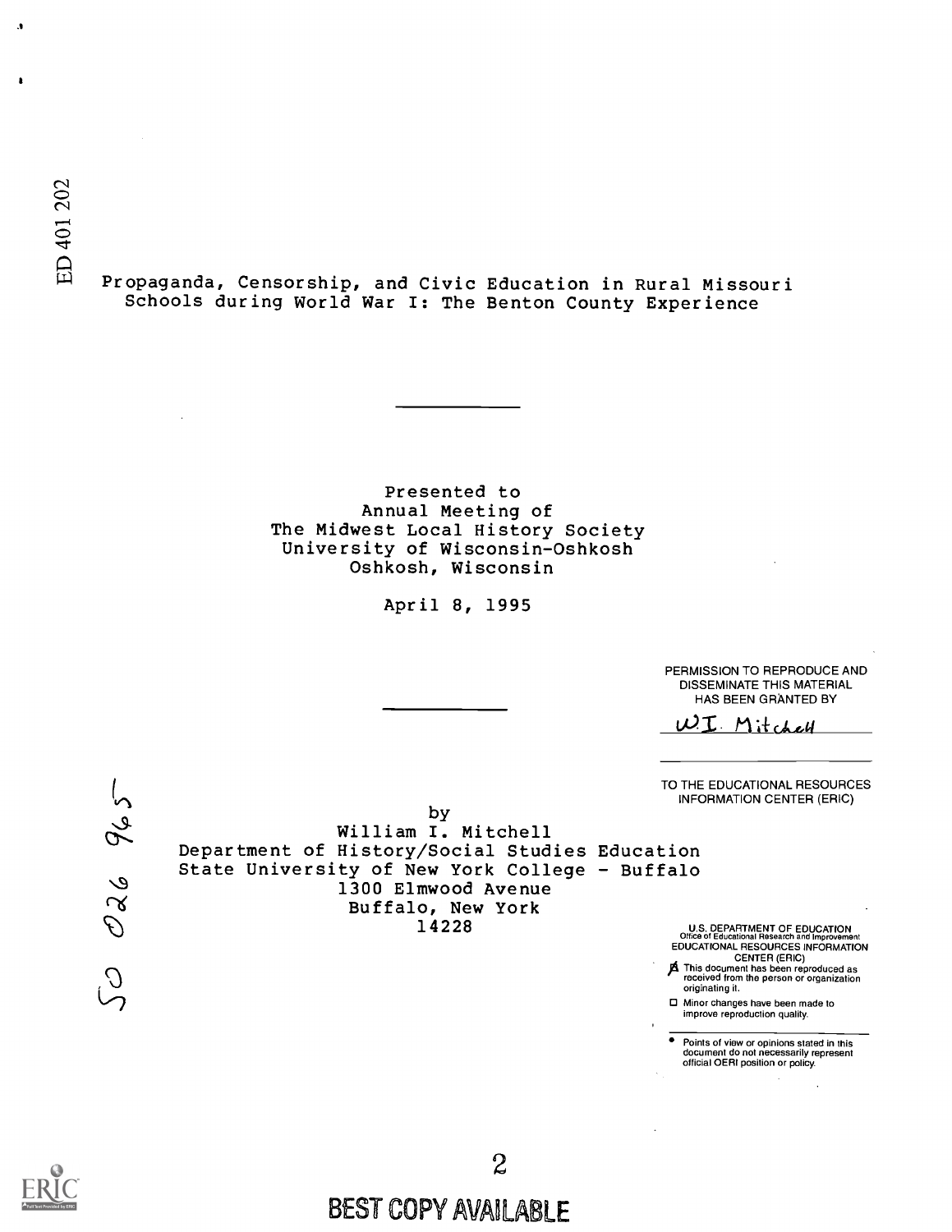ED 401 202

Propaganda, Censorship, and Civic Education in Rural Missouri Schools during World War I: The Benton County Experience

Presented to
Annual Meeting of
The Midwest Local History Society
University of Wisconsin-Oshkosh
Oshkosh, Wisconsin

April 8, 1995

PERMISSION TO REPRODUCE AND DISSEMINATE THIS MATERIAL HAS BEEN GRANTED BY

W.I. Mitchell

TO THE EDUCATIONAL RESOURCES INFORMATION CENTER (ERIC)

by
William I. Mitchell
Department of History/Social Studies Education
State University of New York College - Buffalo
1300 Elmwood Avenue
Buffalo, New York
14228

SO 026 965

U.S. DEPARTMENT OF EDUCATION
Office of Educational Research and Improvement
EDUCATIONAL RESOURCES INFORMATION CENTER (ERIC)

- This document has been reproduced as received from the person or organization originating it.
- Minor changes have been made to improve reproduction quality.

- Points of view or opinions stated in this document do not necessarily represent official OERI position or policy.

BEST COPY AVAILABLE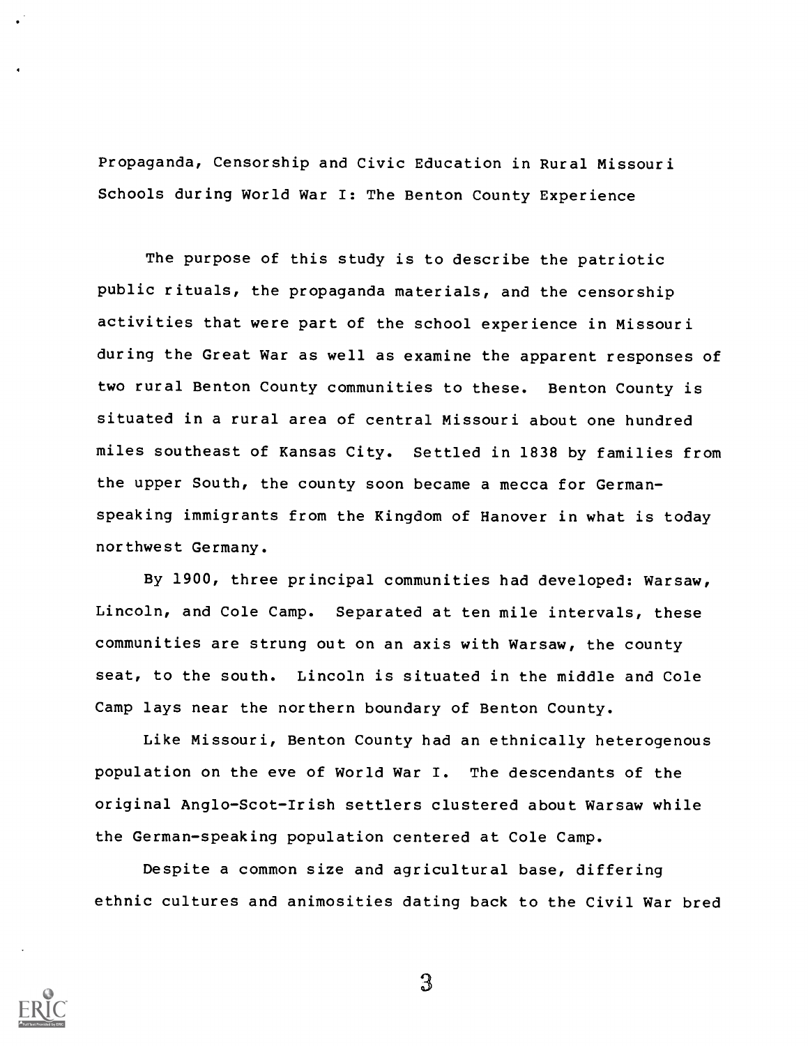# Propaganda, Censorship and Civic Education in Rural Missouri Schools during World War I: The Benton County Experience

The purpose of this study is to describe the patriotic public rituals, the propaganda materials, and the censorship activities that were part of the school experience in Missouri during the Great War as well as examine the apparent responses of two rural Benton County communities to these. Benton County is situated in a rural area of central Missouri about one hundred miles southeast of Kansas City. Settled in 1838 by families from the upper South, the county soon became a mecca for German-speaking immigrants from the Kingdom of Hanover in what is today northwest Germany.

By 1900, three principal communities had developed: Warsaw, Lincoln, and Cole Camp. Separated at ten mile intervals, these communities are strung out on an axis with Warsaw, the county seat, to the south. Lincoln is situated in the middle and Cole Camp lays near the northern boundary of Benton County.

Like Missouri, Benton County had an ethnically heterogenous population on the eve of World War I. The descendants of the original Anglo-Scot-Irish settlers clustered about Warsaw while the German-speaking population centered at Cole Camp.

Despite a common size and agricultural base, differing ethnic cultures and animosities dating back to the Civil War bred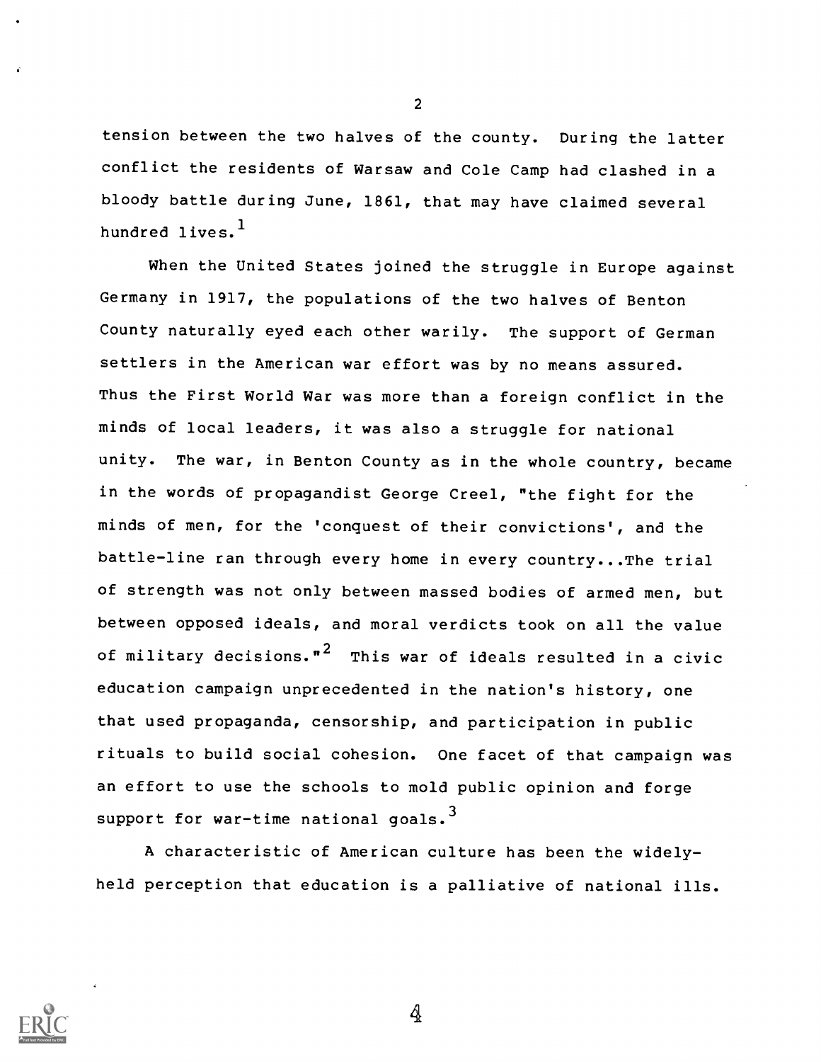tension between the two halves of the county. During the latter conflict the residents of Warsaw and Cole Camp had clashed in a bloody battle during June, 1861, that may have claimed several hundred lives.[1]

When the United States joined the struggle in Europe against Germany in 1917, the populations of the two halves of Benton County naturally eyed each other warily. The support of German settlers in the American war effort was by no means assured. Thus the First World War was more than a foreign conflict in the minds of local leaders, it was also a struggle for national unity. The war, in Benton County as in the whole country, became in the words of propagandist George Creel, "the fight for the minds of men, for the 'conquest of their convictions', and the battle-line ran through every home in every country...The trial of strength was not only between massed bodies of armed men, but between opposed ideals, and moral verdicts took on all the value of military decisions."[2] This war of ideals resulted in a civic education campaign unprecedented in the nation's history, one that used propaganda, censorship, and participation in public rituals to build social cohesion. One facet of that campaign was an effort to use the schools to mold public opinion and forge support for war-time national goals.[3]

A characteristic of American culture has been the widely-held perception that education is a palliative of national ills.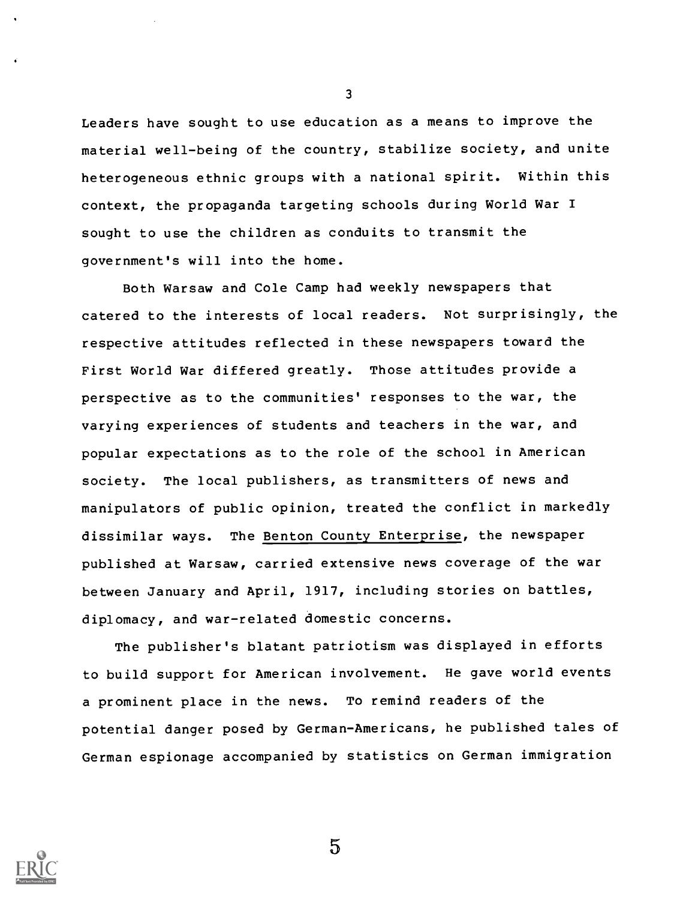Leaders have sought to use education as a means to improve the material well-being of the country, stabilize society, and unite heterogeneous ethnic groups with a national spirit. Within this context, the propaganda targeting schools during World War I sought to use the children as conduits to transmit the government's will into the home.

Both Warsaw and Cole Camp had weekly newspapers that catered to the interests of local readers. Not surprisingly, the respective attitudes reflected in these newspapers toward the First World War differed greatly. Those attitudes provide a perspective as to the communities' responses to the war, the varying experiences of students and teachers in the war, and popular expectations as to the role of the school in American society. The local publishers, as transmitters of news and manipulators of public opinion, treated the conflict in markedly dissimilar ways. The Benton County Enterprise, the newspaper published at Warsaw, carried extensive news coverage of the war between January and April, 1917, including stories on battles, diplomacy, and war-related domestic concerns.

The publisher's blatant patriotism was displayed in efforts to build support for American involvement. He gave world events a prominent place in the news. To remind readers of the potential danger posed by German-Americans, he published tales of German espionage accompanied by statistics on German immigration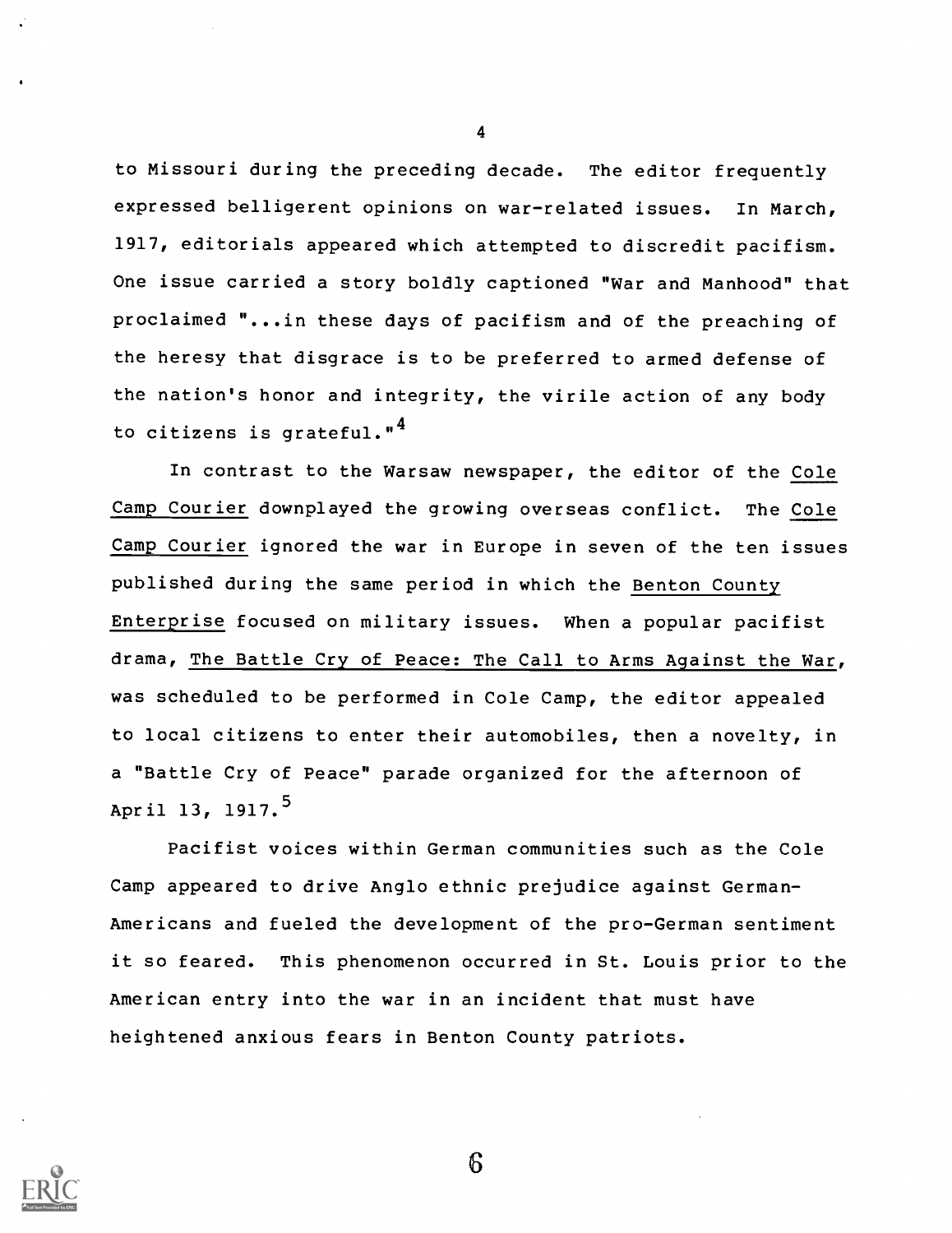to Missouri during the preceding decade. The editor frequently expressed belligerent opinions on war-related issues. In March, 1917, editorials appeared which attempted to discredit pacifism. One issue carried a story boldly captioned "War and Manhood" that proclaimed "...in these days of pacifism and of the preaching of the heresy that disgrace is to be preferred to armed defense of the nation's honor and integrity, the virile action of any body to citizens is grateful."[4]

In contrast to the Warsaw newspaper, the editor of the Cole Camp Courier downplayed the growing overseas conflict. The Cole Camp Courier ignored the war in Europe in seven of the ten issues published during the same period in which the Benton County Enterprise focused on military issues. When a popular pacifist drama, The Battle Cry of Peace: The Call to Arms Against the War, was scheduled to be performed in Cole Camp, the editor appealed to local citizens to enter their automobiles, then a novelty, in a "Battle Cry of Peace" parade organized for the afternoon of April 13, 1917.[5]

Pacifist voices within German communities such as the Cole Camp appeared to drive Anglo ethnic prejudice against German-Americans and fueled the development of the pro-German sentiment it so feared. This phenomenon occurred in St. Louis prior to the American entry into the war in an incident that must have heightened anxious fears in Benton County patriots.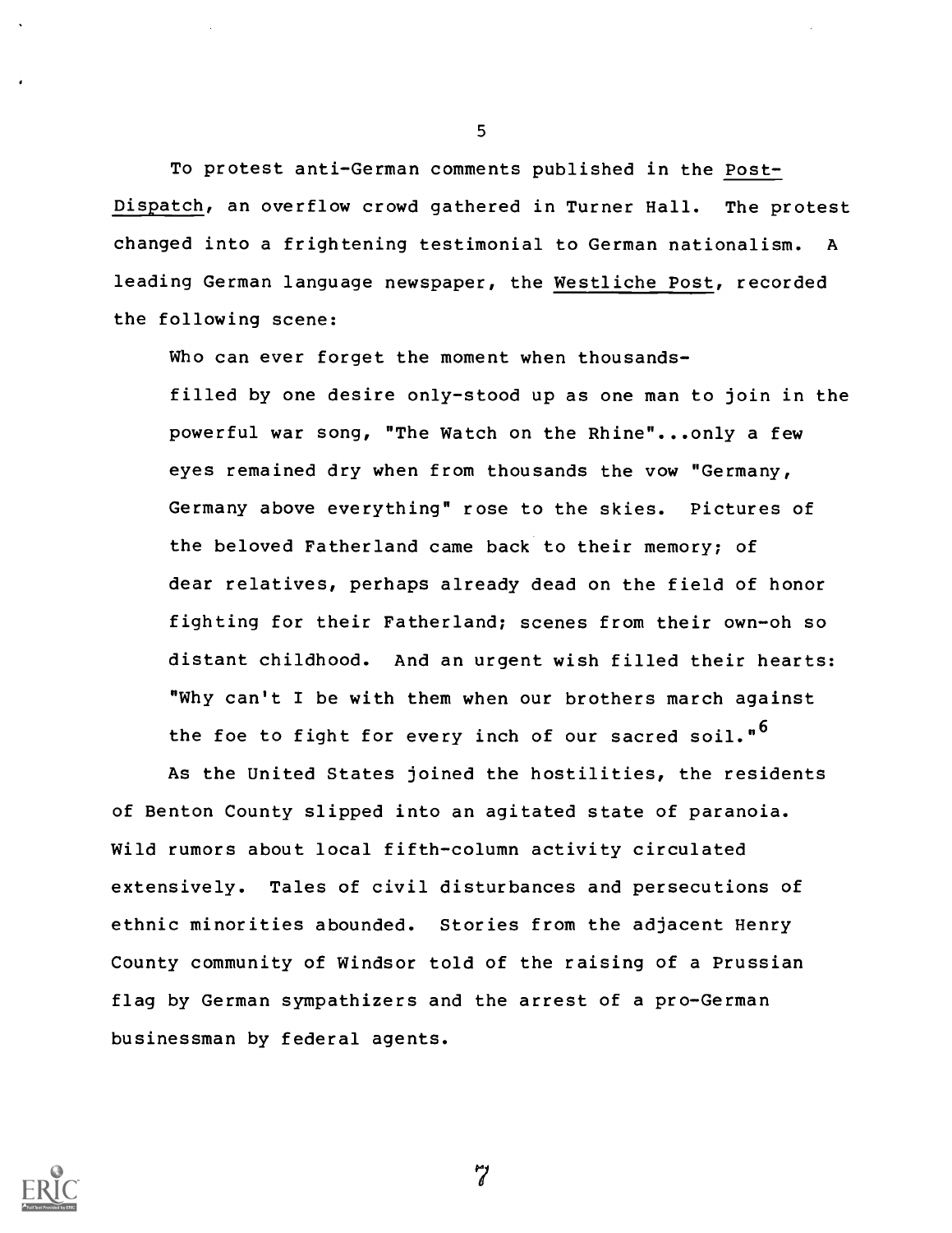To protest anti-German comments published in the Post-Dispatch, an overflow crowd gathered in Turner Hall. The protest changed into a frightening testimonial to German nationalism. A leading German language newspaper, the Westliche Post, recorded the following scene:

> Who can ever forget the moment when thousands-filled by one desire only-stood up as one man to join in the powerful war song, "The Watch on the Rhine"...only a few eyes remained dry when from thousands the vow "Germany, Germany above everything" rose to the skies. Pictures of the beloved Fatherland came back to their memory; of dear relatives, perhaps already dead on the field of honor fighting for their Fatherland; scenes from their own-oh so distant childhood. And an urgent wish filled their hearts: "Why can't I be with them when our brothers march against the foe to fight for every inch of our sacred soil."[6]

As the United States joined the hostilities, the residents of Benton County slipped into an agitated state of paranoia. Wild rumors about local fifth-column activity circulated extensively. Tales of civil disturbances and persecutions of ethnic minorities abounded. Stories from the adjacent Henry County community of Windsor told of the raising of a Prussian flag by German sympathizers and the arrest of a pro-German businessman by federal agents.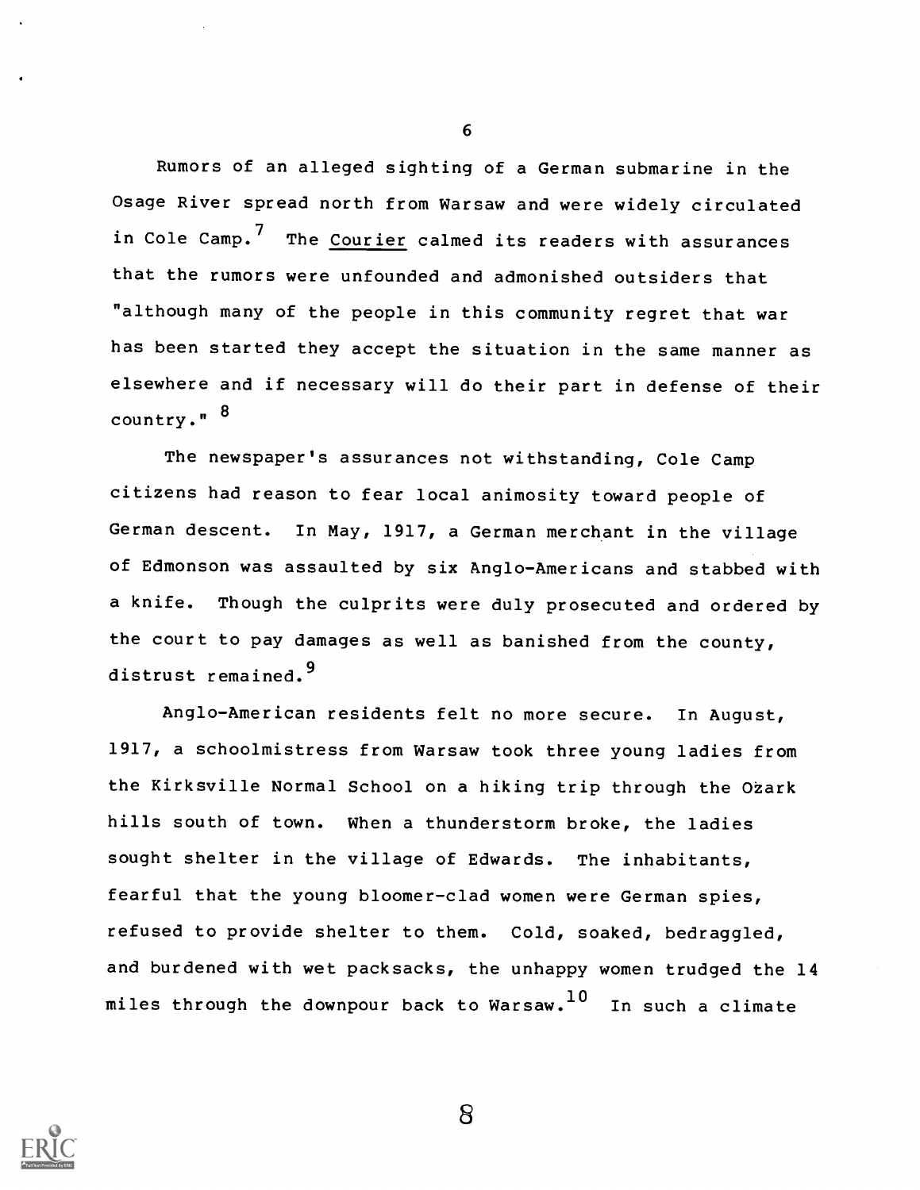Rumors of an alleged sighting of a German submarine in the Osage River spread north from Warsaw and were widely circulated in Cole Camp.[7] The Courier calmed its readers with assurances that the rumors were unfounded and admonished outsiders that "although many of the people in this community regret that war has been started they accept the situation in the same manner as elsewhere and if necessary will do their part in defense of their country." [8]

The newspaper's assurances not withstanding, Cole Camp citizens had reason to fear local animosity toward people of German descent. In May, 1917, a German merchant in the village of Edmonson was assaulted by six Anglo-Americans and stabbed with a knife. Though the culprits were duly prosecuted and ordered by the court to pay damages as well as banished from the county, distrust remained.[9]

Anglo-American residents felt no more secure. In August, 1917, a schoolmistress from Warsaw took three young ladies from the Kirksville Normal School on a hiking trip through the Ozark hills south of town. When a thunderstorm broke, the ladies sought shelter in the village of Edwards. The inhabitants, fearful that the young bloomer-clad women were German spies, refused to provide shelter to them. Cold, soaked, bedraggled, and burdened with wet packsacks, the unhappy women trudged the 14 miles through the downpour back to Warsaw.[10] In such a climate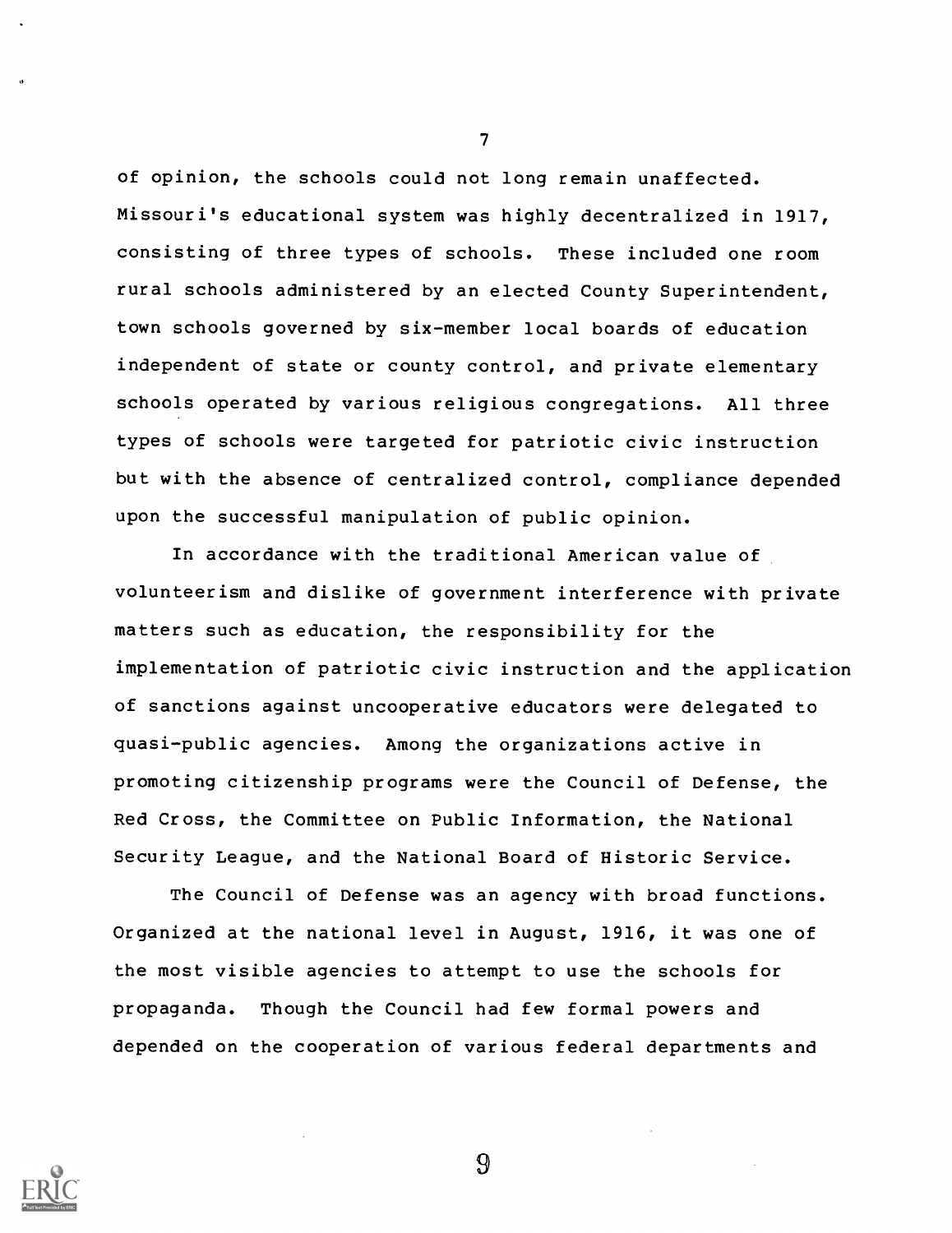of opinion, the schools could not long remain unaffected. Missouri's educational system was highly decentralized in 1917, consisting of three types of schools. These included one room rural schools administered by an elected County Superintendent, town schools governed by six-member local boards of education independent of state or county control, and private elementary schools operated by various religious congregations. All three types of schools were targeted for patriotic civic instruction but with the absence of centralized control, compliance depended upon the successful manipulation of public opinion.

In accordance with the traditional American value of volunteerism and dislike of government interference with private matters such as education, the responsibility for the implementation of patriotic civic instruction and the application of sanctions against uncooperative educators were delegated to quasi-public agencies. Among the organizations active in promoting citizenship programs were the Council of Defense, the Red Cross, the Committee on Public Information, the National Security League, and the National Board of Historic Service.

The Council of Defense was an agency with broad functions. Organized at the national level in August, 1916, it was one of the most visible agencies to attempt to use the schools for propaganda. Though the Council had few formal powers and depended on the cooperation of various federal departments and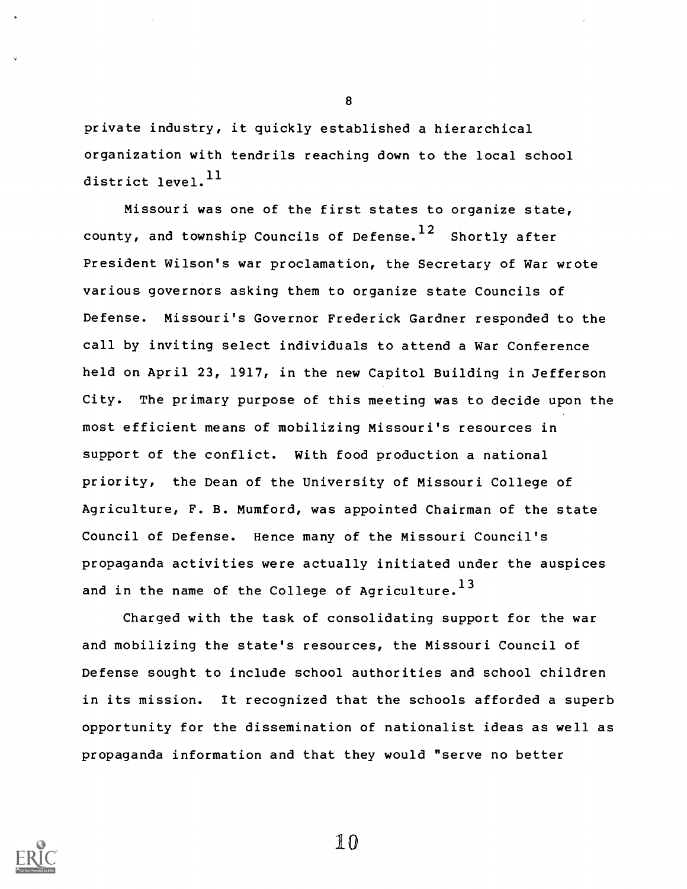private industry, it quickly established a hierarchical organization with tendrils reaching down to the local school district level.[11]

Missouri was one of the first states to organize state, county, and township Councils of Defense.[12] Shortly after President Wilson's war proclamation, the Secretary of War wrote various governors asking them to organize state Councils of Defense. Missouri's Governor Frederick Gardner responded to the call by inviting select individuals to attend a War Conference held on April 23, 1917, in the new Capitol Building in Jefferson City. The primary purpose of this meeting was to decide upon the most efficient means of mobilizing Missouri's resources in support of the conflict. With food production a national priority, the Dean of the University of Missouri College of Agriculture, F. B. Mumford, was appointed Chairman of the state Council of Defense. Hence many of the Missouri Council's propaganda activities were actually initiated under the auspices and in the name of the College of Agriculture.[13]

Charged with the task of consolidating support for the war and mobilizing the state's resources, the Missouri Council of Defense sought to include school authorities and school children in its mission. It recognized that the schools afforded a superb opportunity for the dissemination of nationalist ideas as well as propaganda information and that they would "serve no better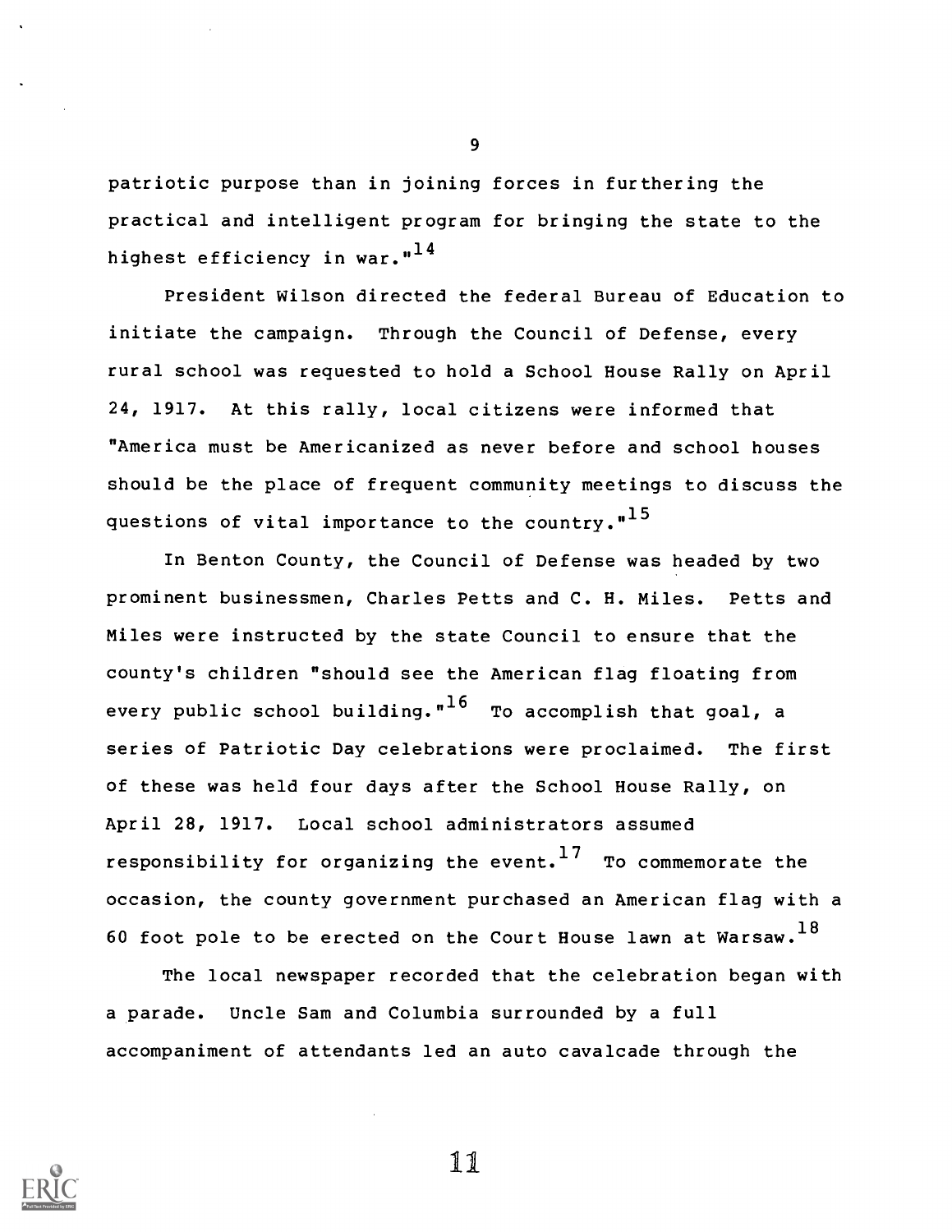patriotic purpose than in joining forces in furthering the practical and intelligent program for bringing the state to the highest efficiency in war."[14]

President Wilson directed the federal Bureau of Education to initiate the campaign. Through the Council of Defense, every rural school was requested to hold a School House Rally on April 24, 1917. At this rally, local citizens were informed that "America must be Americanized as never before and school houses should be the place of frequent community meetings to discuss the questions of vital importance to the country."[15]

In Benton County, the Council of Defense was headed by two prominent businessmen, Charles Petts and C. H. Miles. Petts and Miles were instructed by the state Council to ensure that the county's children "should see the American flag floating from every public school building."[16] To accomplish that goal, a series of Patriotic Day celebrations were proclaimed. The first of these was held four days after the School House Rally, on April 28, 1917. Local school administrators assumed responsibility for organizing the event.[17] To commemorate the occasion, the county government purchased an American flag with a 60 foot pole to be erected on the Court House lawn at Warsaw.[18]

The local newspaper recorded that the celebration began with a parade. Uncle Sam and Columbia surrounded by a full accompaniment of attendants led an auto cavalcade through the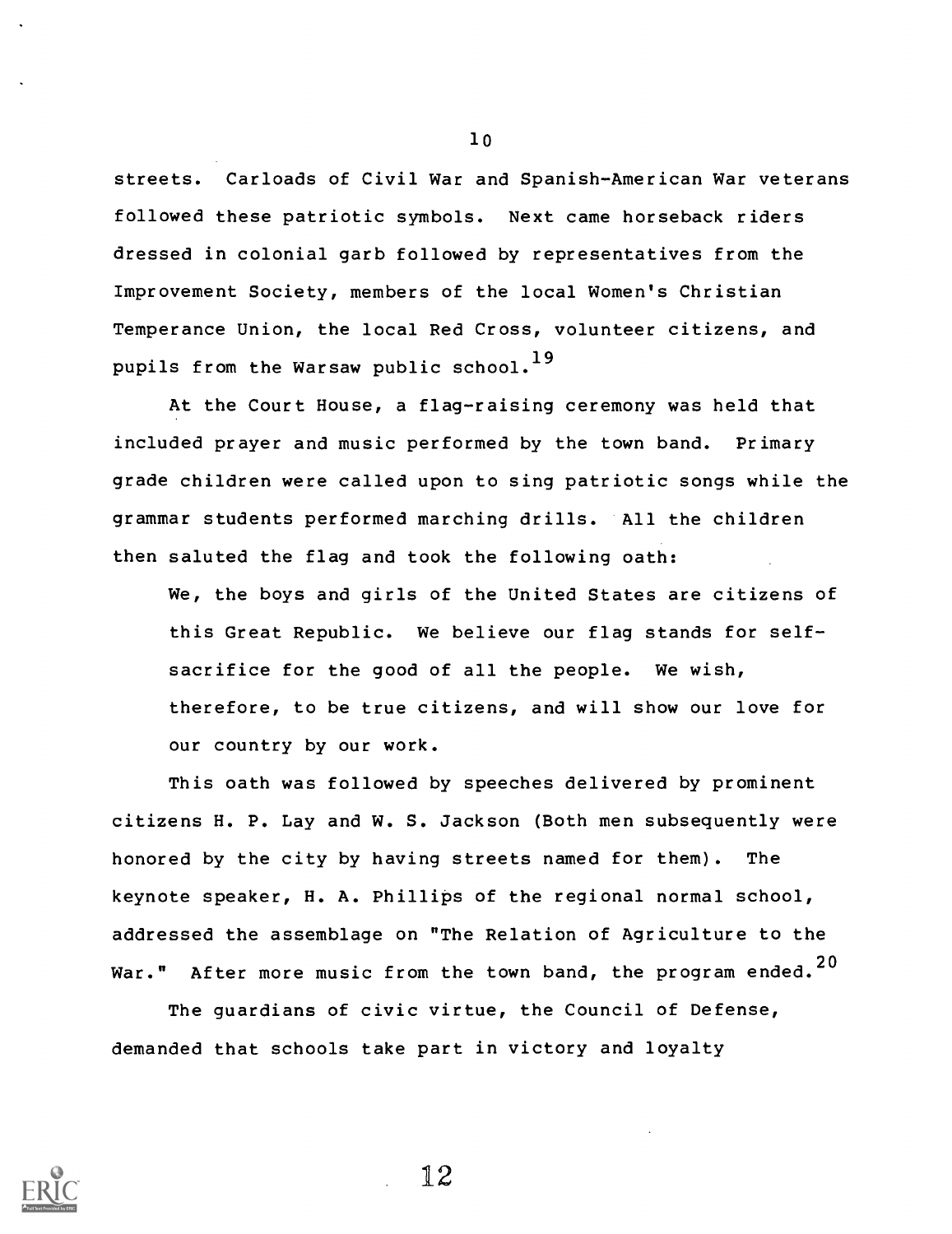streets. Carloads of Civil War and Spanish-American War veterans followed these patriotic symbols. Next came horseback riders dressed in colonial garb followed by representatives from the Improvement Society, members of the local Women's Christian Temperance Union, the local Red Cross, volunteer citizens, and pupils from the Warsaw public school.[19]

At the Court House, a flag-raising ceremony was held that included prayer and music performed by the town band. Primary grade children were called upon to sing patriotic songs while the grammar students performed marching drills. All the children then saluted the flag and took the following oath:

> We, the boys and girls of the United States are citizens of this Great Republic. We believe our flag stands for self-sacrifice for the good of all the people. We wish, therefore, to be true citizens, and will show our love for our country by our work.

This oath was followed by speeches delivered by prominent citizens H. P. Lay and W. S. Jackson (Both men subsequently were honored by the city by having streets named for them). The keynote speaker, H. A. Phillips of the regional normal school, addressed the assemblage on "The Relation of Agriculture to the War." After more music from the town band, the program ended.[20]

The guardians of civic virtue, the Council of Defense, demanded that schools take part in victory and loyalty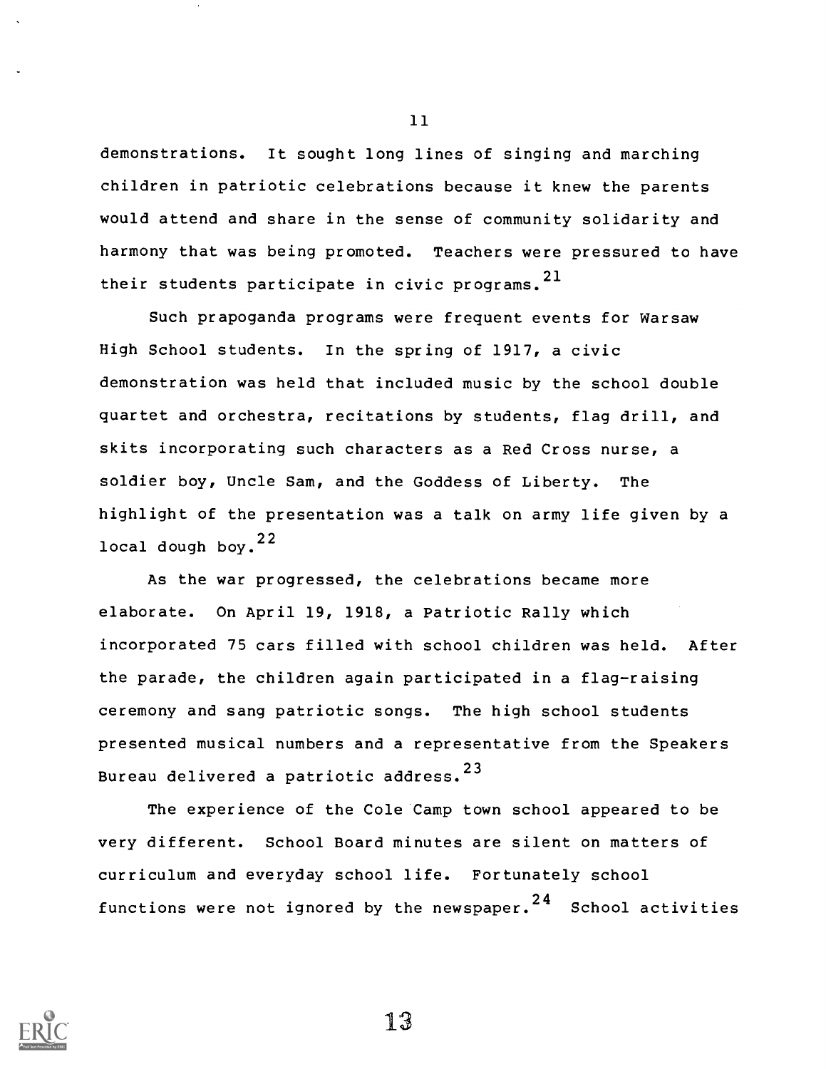demonstrations. It sought long lines of singing and marching children in patriotic celebrations because it knew the parents would attend and share in the sense of community solidarity and harmony that was being promoted. Teachers were pressured to have their students participate in civic programs.[21]

Such prapoganda programs were frequent events for Warsaw High School students. In the spring of 1917, a civic demonstration was held that included music by the school double quartet and orchestra, recitations by students, flag drill, and skits incorporating such characters as a Red Cross nurse, a soldier boy, Uncle Sam, and the Goddess of Liberty. The highlight of the presentation was a talk on army life given by a local dough boy.[22]

As the war progressed, the celebrations became more elaborate. On April 19, 1918, a Patriotic Rally which incorporated 75 cars filled with school children was held. After the parade, the children again participated in a flag-raising ceremony and sang patriotic songs. The high school students presented musical numbers and a representative from the Speakers Bureau delivered a patriotic address.[23]

The experience of the Cole Camp town school appeared to be very different. School Board minutes are silent on matters of curriculum and everyday school life. Fortunately school functions were not ignored by the newspaper.[24] School activities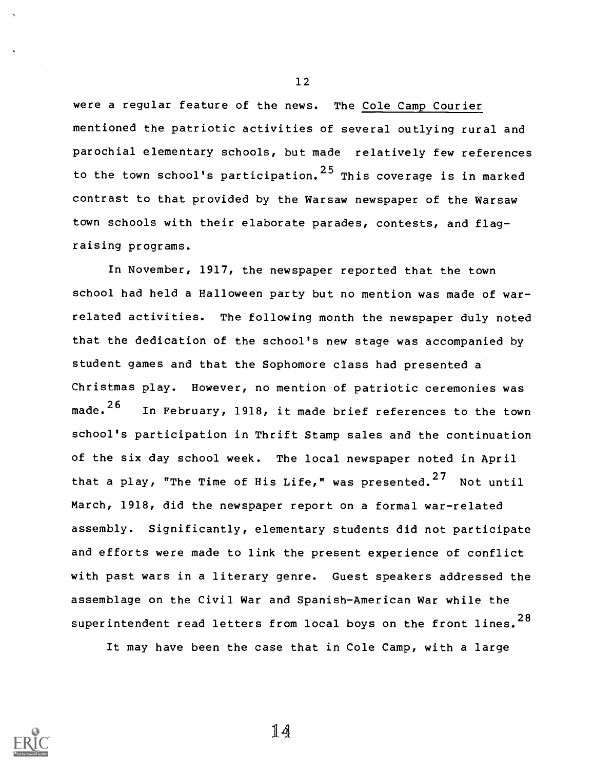were a regular feature of the news. The Cole Camp Courier mentioned the patriotic activities of several outlying rural and parochial elementary schools, but made relatively few references to the town school's participation.[25] This coverage is in marked contrast to that provided by the Warsaw newspaper of the Warsaw town schools with their elaborate parades, contests, and flag-raising programs.

In November, 1917, the newspaper reported that the town school had held a Halloween party but no mention was made of war-related activities. The following month the newspaper duly noted that the dedication of the school's new stage was accompanied by student games and that the Sophomore class had presented a Christmas play. However, no mention of patriotic ceremonies was made.[26] In February, 1918, it made brief references to the town school's participation in Thrift Stamp sales and the continuation of the six day school week. The local newspaper noted in April that a play, "The Time of His Life," was presented.[27] Not until March, 1918, did the newspaper report on a formal war-related assembly. Significantly, elementary students did not participate and efforts were made to link the present experience of conflict with past wars in a literary genre. Guest speakers addressed the assemblage on the Civil War and Spanish-American War while the superintendent read letters from local boys on the front lines.[28]

It may have been the case that in Cole Camp, with a large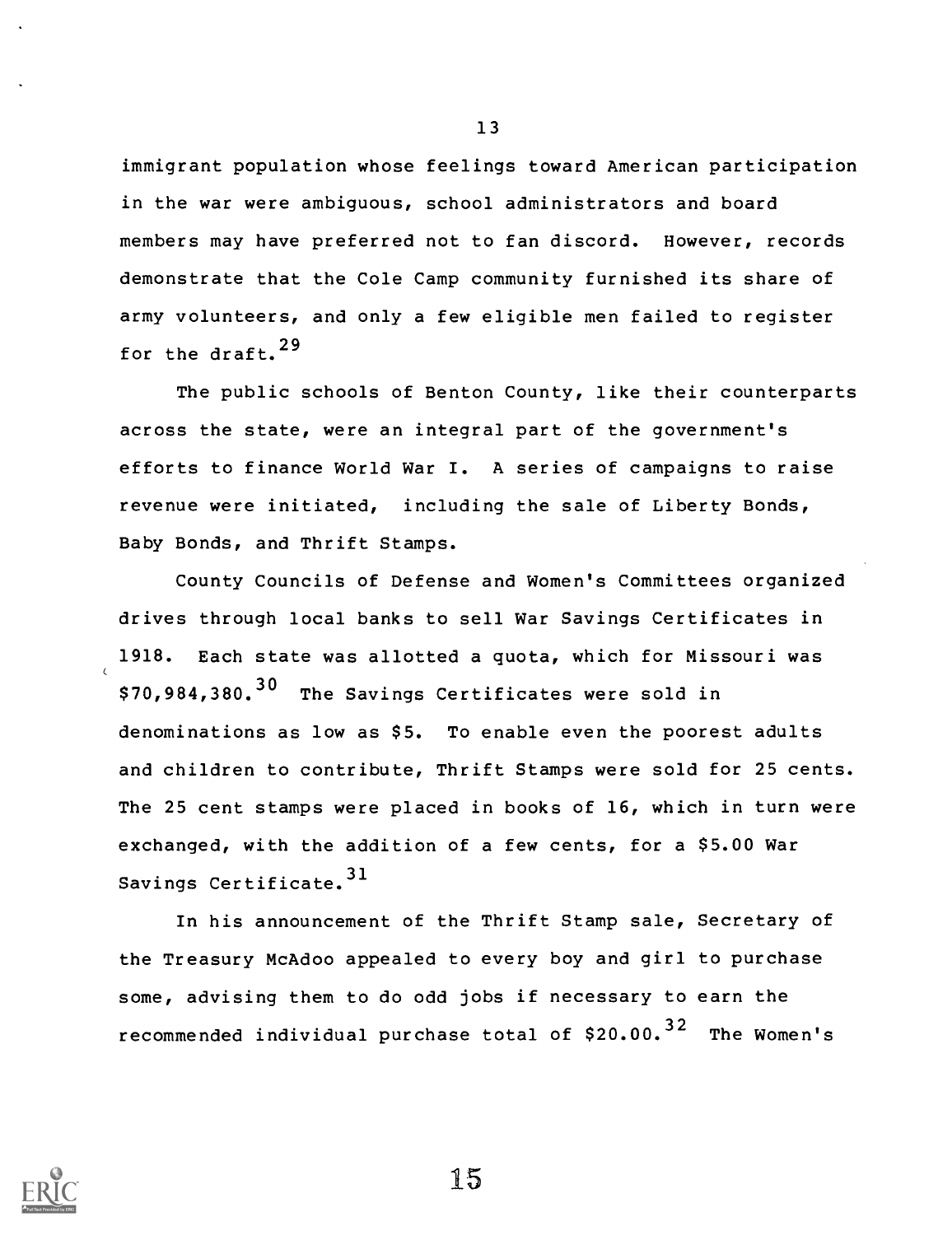immigrant population whose feelings toward American participation in the war were ambiguous, school administrators and board members may have preferred not to fan discord. However, records demonstrate that the Cole Camp community furnished its share of army volunteers, and only a few eligible men failed to register for the draft.[29]

The public schools of Benton County, like their counterparts across the state, were an integral part of the government's efforts to finance World War I. A series of campaigns to raise revenue were initiated, including the sale of Liberty Bonds, Baby Bonds, and Thrift Stamps.

County Councils of Defense and Women's Committees organized drives through local banks to sell War Savings Certificates in 1918. Each state was allotted a quota, which for Missouri was $70,984,380.[30] The Savings Certificates were sold in denominations as low as $5. To enable even the poorest adults and children to contribute, Thrift Stamps were sold for 25 cents. The 25 cent stamps were placed in books of 16, which in turn were exchanged, with the addition of a few cents, for a $5.00 War Savings Certificate.[31]

In his announcement of the Thrift Stamp sale, Secretary of the Treasury McAdoo appealed to every boy and girl to purchase some, advising them to do odd jobs if necessary to earn the recommended individual purchase total of $20.00.[32] The Women's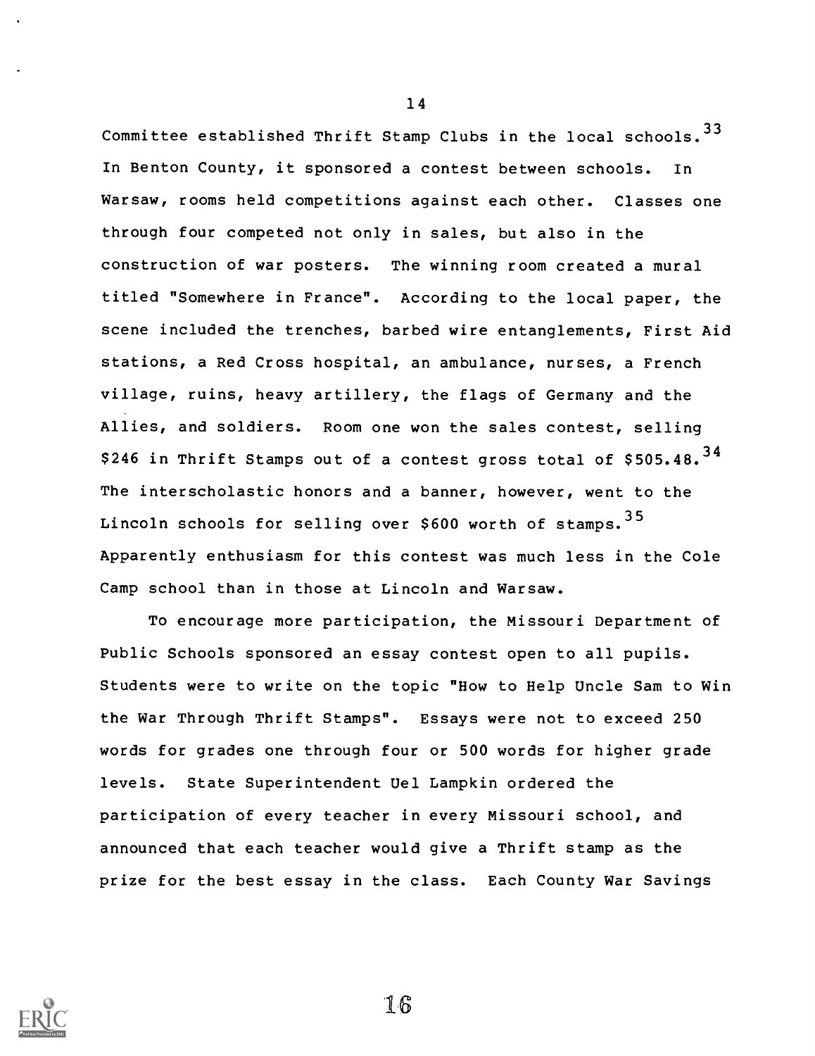Committee established Thrift Stamp Clubs in the local schools.[33] In Benton County, it sponsored a contest between schools. In Warsaw, rooms held competitions against each other. Classes one through four competed not only in sales, but also in the construction of war posters. The winning room created a mural titled "Somewhere in France". According to the local paper, the scene included the trenches, barbed wire entanglements, First Aid stations, a Red Cross hospital, an ambulance, nurses, a French village, ruins, heavy artillery, the flags of Germany and the Allies, and soldiers. Room one won the sales contest, selling $246 in Thrift Stamps out of a contest gross total of $505.48.[34] The interscholastic honors and a banner, however, went to the Lincoln schools for selling over $600 worth of stamps.[35] Apparently enthusiasm for this contest was much less in the Cole Camp school than in those at Lincoln and Warsaw.

To encourage more participation, the Missouri Department of Public Schools sponsored an essay contest open to all pupils. Students were to write on the topic "How to Help Uncle Sam to Win the War Through Thrift Stamps". Essays were not to exceed 250 words for grades one through four or 500 words for higher grade levels. State Superintendent Uel Lampkin ordered the participation of every teacher in every Missouri school, and announced that each teacher would give a Thrift stamp as the prize for the best essay in the class. Each County War Savings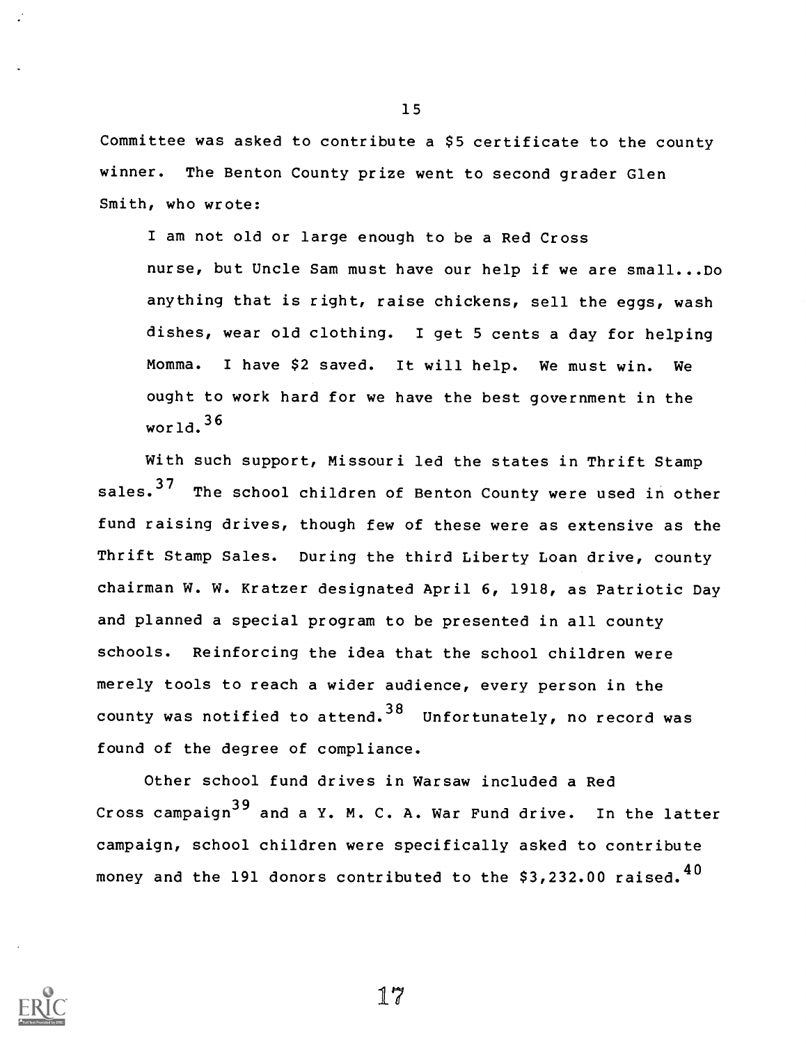Committee was asked to contribute a $5 certificate to the county winner. The Benton County prize went to second grader Glen Smith, who wrote:

> I am not old or large enough to be a Red Cross nurse, but Uncle Sam must have our help if we are small...Do anything that is right, raise chickens, sell the eggs, wash dishes, wear old clothing. I get 5 cents a day for helping Momma. I have $2 saved. It will help. We must win. We ought to work hard for we have the best government in the world.[36]

With such support, Missouri led the states in Thrift Stamp sales.[37] The school children of Benton County were used in other fund raising drives, though few of these were as extensive as the Thrift Stamp Sales. During the third Liberty Loan drive, county chairman W. W. Kratzer designated April 6, 1918, as Patriotic Day and planned a special program to be presented in all county schools. Reinforcing the idea that the school children were merely tools to reach a wider audience, every person in the county was notified to attend.[38] Unfortunately, no record was found of the degree of compliance.

Other school fund drives in Warsaw included a Red Cross campaign[39] and a Y. M. C. A. War Fund drive. In the latter campaign, school children were specifically asked to contribute money and the 191 donors contributed to the $3,232.00 raised.[40]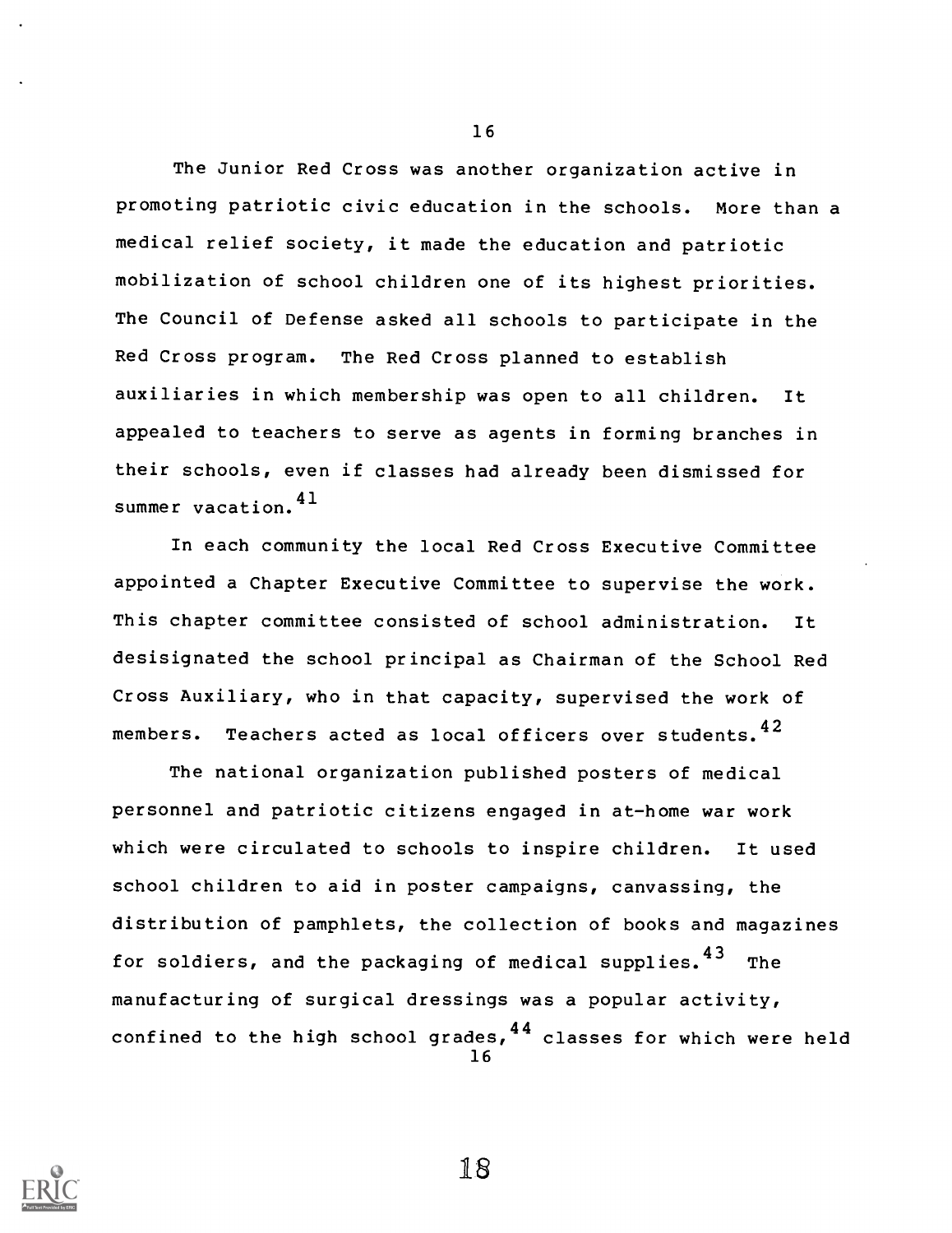The Junior Red Cross was another organization active in promoting patriotic civic education in the schools. More than a medical relief society, it made the education and patriotic mobilization of school children one of its highest priorities. The Council of Defense asked all schools to participate in the Red Cross program. The Red Cross planned to establish auxiliaries in which membership was open to all children. It appealed to teachers to serve as agents in forming branches in their schools, even if classes had already been dismissed for summer vacation.[41]

In each community the local Red Cross Executive Committee appointed a Chapter Executive Committee to supervise the work. This chapter committee consisted of school administration. It desisignated the school principal as Chairman of the School Red Cross Auxiliary, who in that capacity, supervised the work of members. Teachers acted as local officers over students.[42]

The national organization published posters of medical personnel and patriotic citizens engaged in at-home war work which were circulated to schools to inspire children. It used school children to aid in poster campaigns, canvassing, the distribution of pamphlets, the collection of books and magazines for soldiers, and the packaging of medical supplies.[43] The manufacturing of surgical dressings was a popular activity, confined to the high school grades,[44] classes for which were held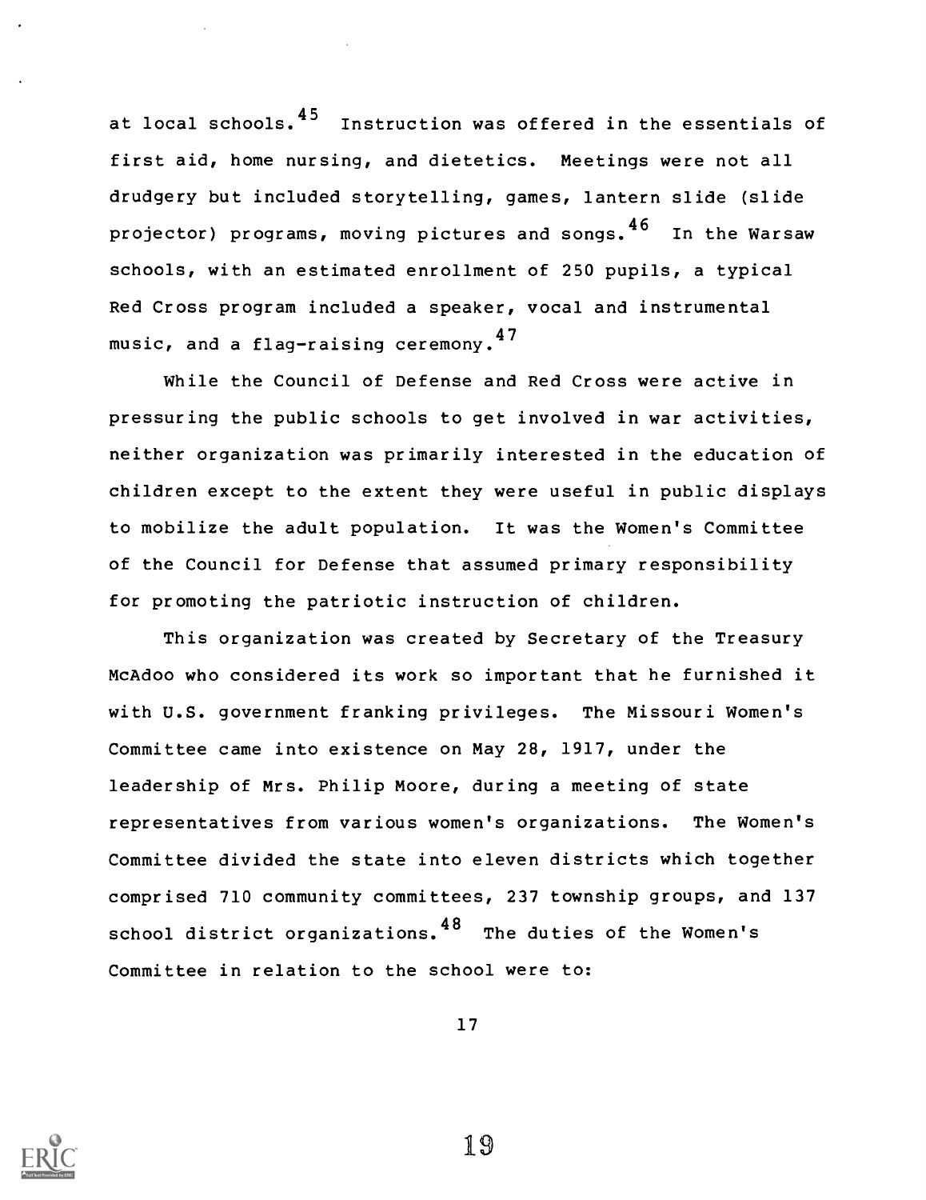at local schools.[45] Instruction was offered in the essentials of first aid, home nursing, and dietetics. Meetings were not all drudgery but included storytelling, games, lantern slide (slide projector) programs, moving pictures and songs.[46] In the Warsaw schools, with an estimated enrollment of 250 pupils, a typical Red Cross program included a speaker, vocal and instrumental music, and a flag-raising ceremony.[47]

While the Council of Defense and Red Cross were active in pressuring the public schools to get involved in war activities, neither organization was primarily interested in the education of children except to the extent they were useful in public displays to mobilize the adult population. It was the Women's Committee of the Council for Defense that assumed primary responsibility for promoting the patriotic instruction of children.

This organization was created by Secretary of the Treasury McAdoo who considered its work so important that he furnished it with U.S. government franking privileges. The Missouri Women's Committee came into existence on May 28, 1917, under the leadership of Mrs. Philip Moore, during a meeting of state representatives from various women's organizations. The Women's Committee divided the state into eleven districts which together comprised 710 community committees, 237 township groups, and 137 school district organizations.[48] The duties of the Women's Committee in relation to the school were to: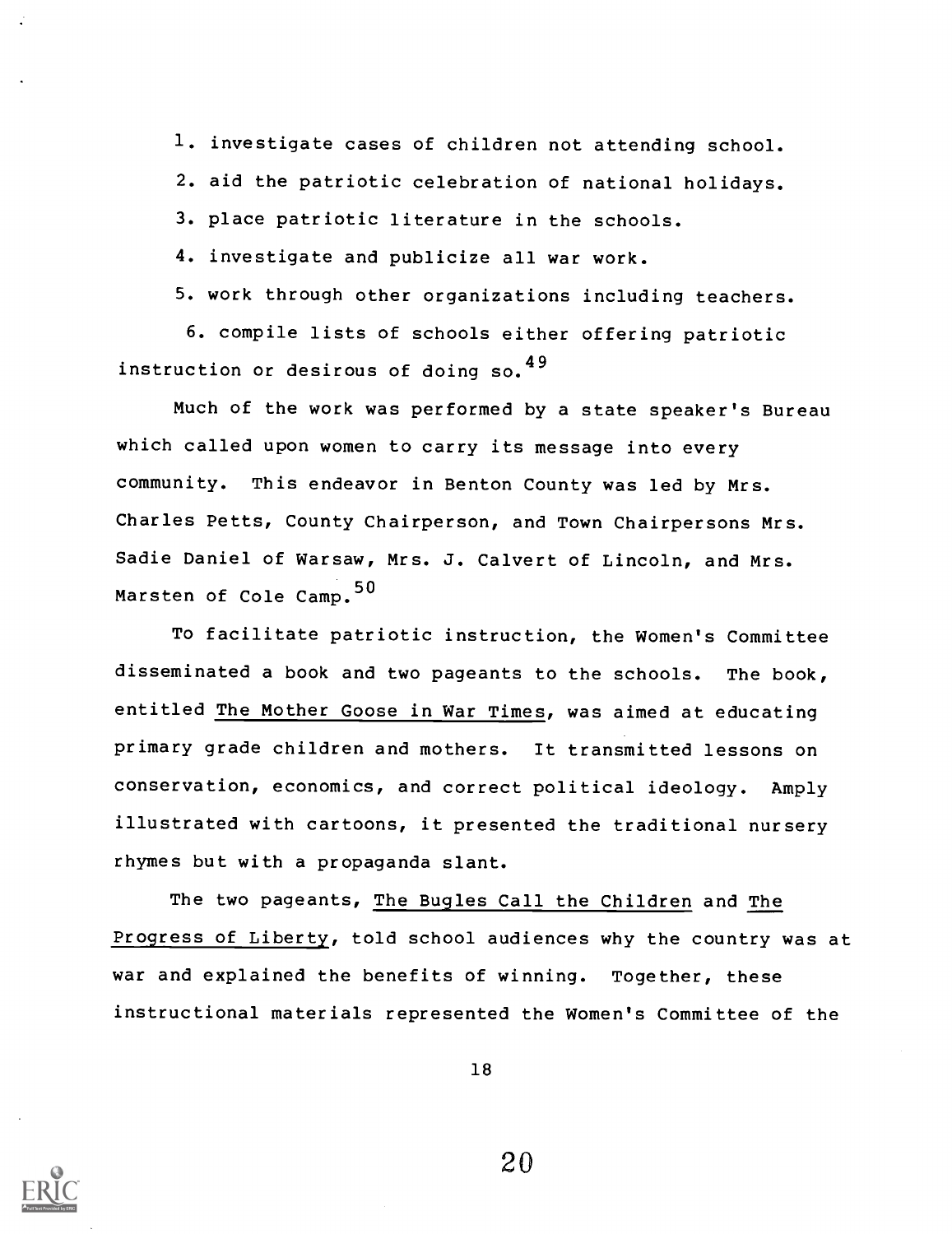1. investigate cases of children not attending school.
2. aid the patriotic celebration of national holidays.
3. place patriotic literature in the schools.
4. investigate and publicize all war work.
5. work through other organizations including teachers.
6. compile lists of schools either offering patriotic instruction or desirous of doing so.[49]

Much of the work was performed by a state speaker's Bureau which called upon women to carry its message into every community. This endeavor in Benton County was led by Mrs. Charles Petts, County Chairperson, and Town Chairpersons Mrs. Sadie Daniel of Warsaw, Mrs. J. Calvert of Lincoln, and Mrs. Marsten of Cole Camp.[50]

To facilitate patriotic instruction, the Women's Committee disseminated a book and two pageants to the schools. The book, entitled The Mother Goose in War Times, was aimed at educating primary grade children and mothers. It transmitted lessons on conservation, economics, and correct political ideology. Amply illustrated with cartoons, it presented the traditional nursery rhymes but with a propaganda slant.

The two pageants, The Bugles Call the Children and The Progress of Liberty, told school audiences why the country was at war and explained the benefits of winning. Together, these instructional materials represented the Women's Committee of the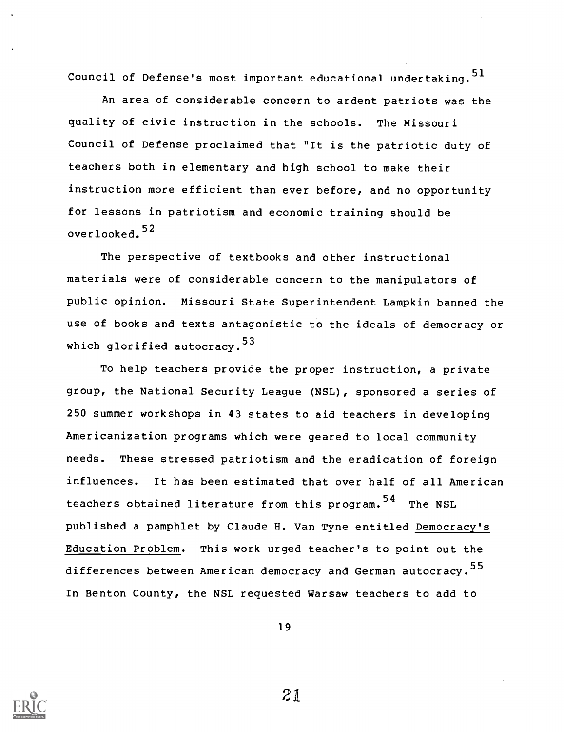Council of Defense's most important educational undertaking.[51]

An area of considerable concern to ardent patriots was the quality of civic instruction in the schools. The Missouri Council of Defense proclaimed that "It is the patriotic duty of teachers both in elementary and high school to make their instruction more efficient than ever before, and no opportunity for lessons in patriotism and economic training should be overlooked.[52]

The perspective of textbooks and other instructional materials were of considerable concern to the manipulators of public opinion. Missouri State Superintendent Lampkin banned the use of books and texts antagonistic to the ideals of democracy or which glorified autocracy.[53]

To help teachers provide the proper instruction, a private group, the National Security League (NSL), sponsored a series of 250 summer workshops in 43 states to aid teachers in developing Americanization programs which were geared to local community needs. These stressed patriotism and the eradication of foreign influences. It has been estimated that over half of all American teachers obtained literature from this program.[54] The NSL published a pamphlet by Claude H. Van Tyne entitled Democracy's Education Problem. This work urged teacher's to point out the differences between American democracy and German autocracy.[55] In Benton County, the NSL requested Warsaw teachers to add to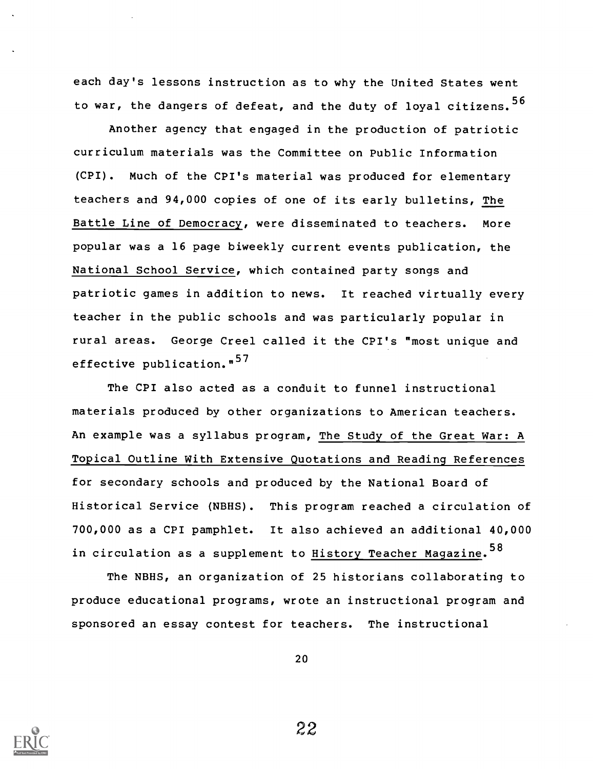each day's lessons instruction as to why the United States went to war, the dangers of defeat, and the duty of loyal citizens.[56]

Another agency that engaged in the production of patriotic curriculum materials was the Committee on Public Information (CPI). Much of the CPI's material was produced for elementary teachers and 94,000 copies of one of its early bulletins, The Battle Line of Democracy, were disseminated to teachers. More popular was a 16 page biweekly current events publication, the National School Service, which contained party songs and patriotic games in addition to news. It reached virtually every teacher in the public schools and was particularly popular in rural areas. George Creel called it the CPI's "most unique and effective publication."[57]

The CPI also acted as a conduit to funnel instructional materials produced by other organizations to American teachers. An example was a syllabus program, The Study of the Great War: A Topical Outline With Extensive Quotations and Reading References for secondary schools and produced by the National Board of Historical Service (NBHS). This program reached a circulation of 700,000 as a CPI pamphlet. It also achieved an additional 40,000 in circulation as a supplement to History Teacher Magazine.[58]

The NBHS, an organization of 25 historians collaborating to produce educational programs, wrote an instructional program and sponsored an essay contest for teachers. The instructional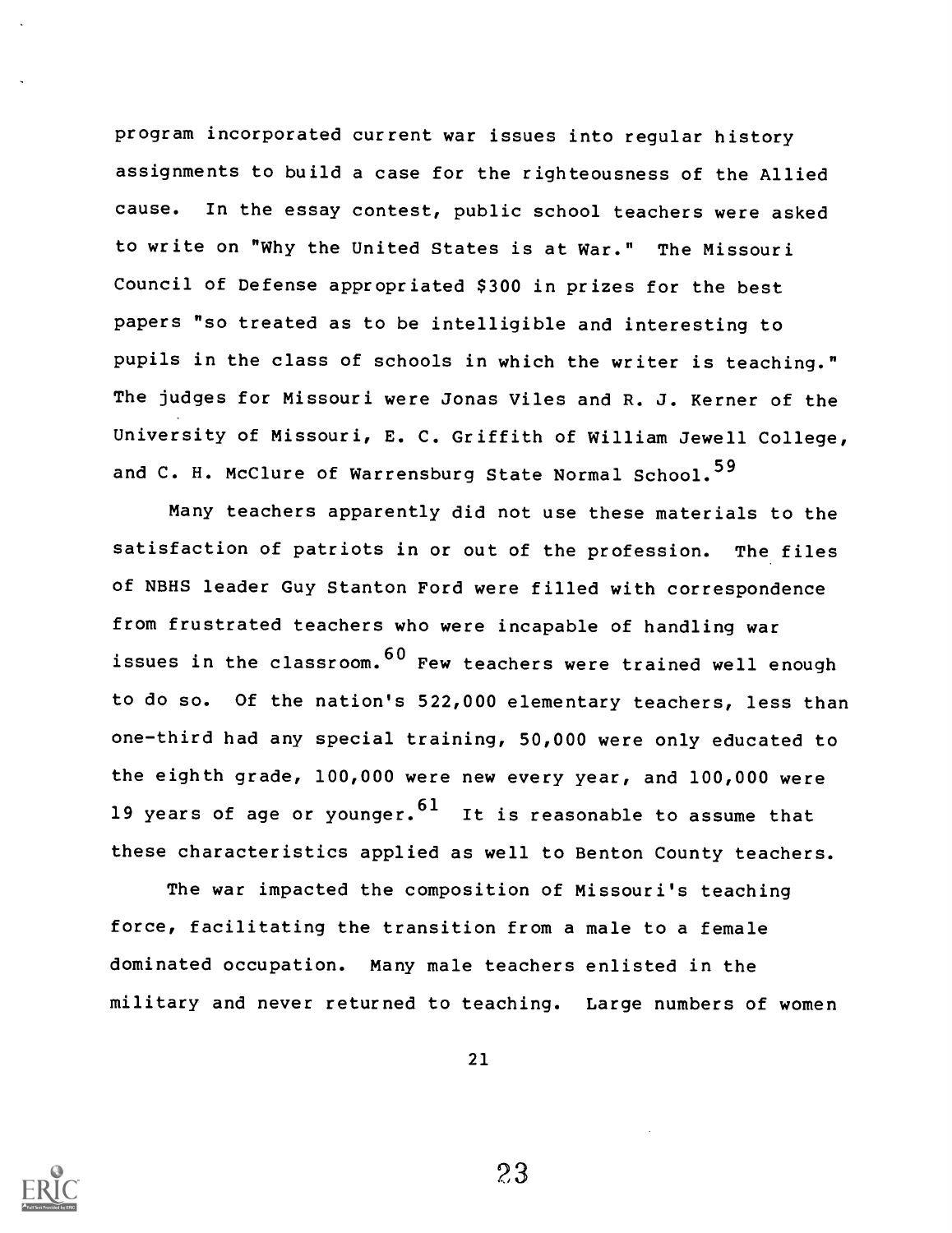program incorporated current war issues into regular history assignments to build a case for the righteousness of the Allied cause. In the essay contest, public school teachers were asked to write on "Why the United States is at War." The Missouri Council of Defense appropriated $300 in prizes for the best papers "so treated as to be intelligible and interesting to pupils in the class of schools in which the writer is teaching." The judges for Missouri were Jonas Viles and R. J. Kerner of the University of Missouri, E. C. Griffith of William Jewell College, and C. H. McClure of Warrensburg State Normal School.[59]

Many teachers apparently did not use these materials to the satisfaction of patriots in or out of the profession. The files of NBHS leader Guy Stanton Ford were filled with correspondence from frustrated teachers who were incapable of handling war issues in the classroom.[60] Few teachers were trained well enough to do so. Of the nation's 522,000 elementary teachers, less than one-third had any special training, 50,000 were only educated to the eighth grade, 100,000 were new every year, and 100,000 were 19 years of age or younger.[61] It is reasonable to assume that these characteristics applied as well to Benton County teachers.

The war impacted the composition of Missouri's teaching force, facilitating the transition from a male to a female dominated occupation. Many male teachers enlisted in the military and never returned to teaching. Large numbers of women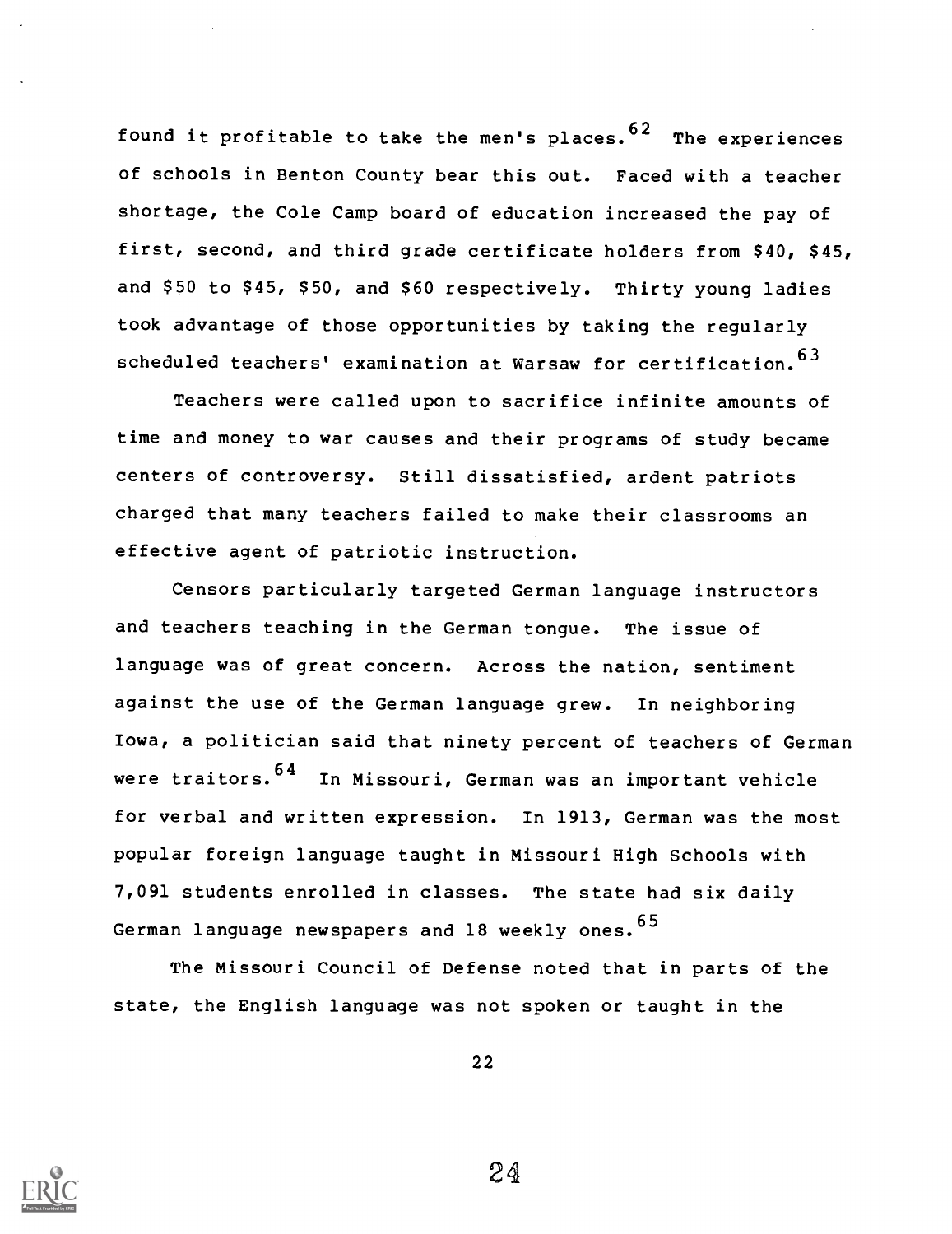found it profitable to take the men's places.[62] The experiences of schools in Benton County bear this out. Faced with a teacher shortage, the Cole Camp board of education increased the pay of first, second, and third grade certificate holders from $40, $45, and $50 to $45, $50, and $60 respectively. Thirty young ladies took advantage of those opportunities by taking the regularly scheduled teachers' examination at Warsaw for certification.[63]

Teachers were called upon to sacrifice infinite amounts of time and money to war causes and their programs of study became centers of controversy. Still dissatisfied, ardent patriots charged that many teachers failed to make their classrooms an effective agent of patriotic instruction.

Censors particularly targeted German language instructors and teachers teaching in the German tongue. The issue of language was of great concern. Across the nation, sentiment against the use of the German language grew. In neighboring Iowa, a politician said that ninety percent of teachers of German were traitors.[64] In Missouri, German was an important vehicle for verbal and written expression. In 1913, German was the most popular foreign language taught in Missouri High Schools with 7,091 students enrolled in classes. The state had six daily German language newspapers and 18 weekly ones.[65]

The Missouri Council of Defense noted that in parts of the state, the English language was not spoken or taught in the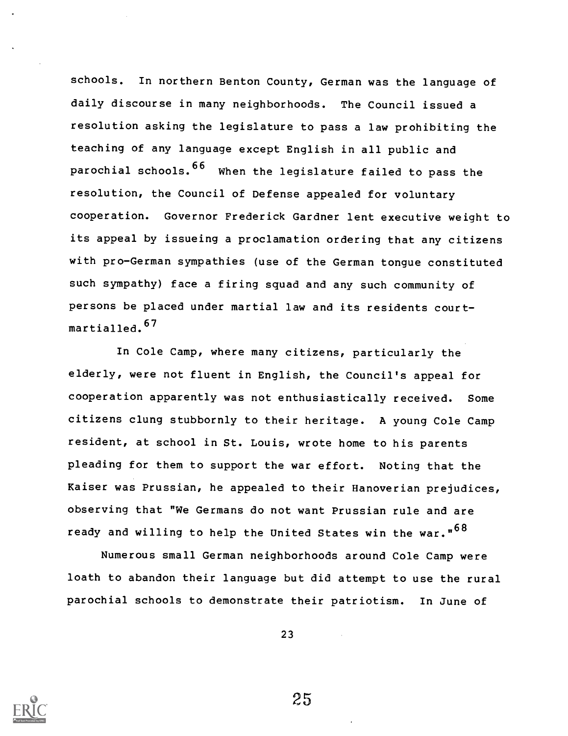schools. In northern Benton County, German was the language of daily discourse in many neighborhoods. The Council issued a resolution asking the legislature to pass a law prohibiting the teaching of any language except English in all public and parochial schools.[66] When the legislature failed to pass the resolution, the Council of Defense appealed for voluntary cooperation. Governor Frederick Gardner lent executive weight to its appeal by issueing a proclamation ordering that any citizens with pro-German sympathies (use of the German tongue constituted such sympathy) face a firing squad and any such community of persons be placed under martial law and its residents court-martialled.[67]

In Cole Camp, where many citizens, particularly the elderly, were not fluent in English, the Council's appeal for cooperation apparently was not enthusiastically received. Some citizens clung stubbornly to their heritage. A young Cole Camp resident, at school in St. Louis, wrote home to his parents pleading for them to support the war effort. Noting that the Kaiser was Prussian, he appealed to their Hanoverian prejudices, observing that "We Germans do not want Prussian rule and are ready and willing to help the United States win the war."[68]

Numerous small German neighborhoods around Cole Camp were loath to abandon their language but did attempt to use the rural parochial schools to demonstrate their patriotism. In June of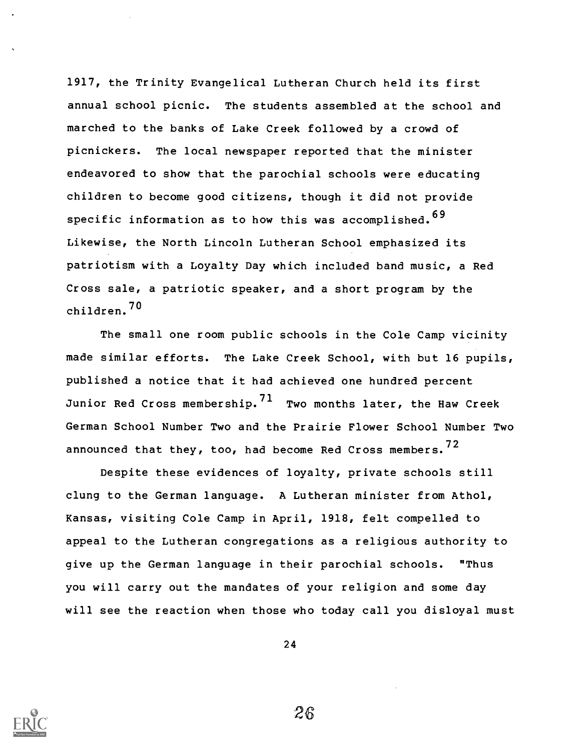1917, the Trinity Evangelical Lutheran Church held its first annual school picnic. The students assembled at the school and marched to the banks of Lake Creek followed by a crowd of picnickers. The local newspaper reported that the minister endeavored to show that the parochial schools were educating children to become good citizens, though it did not provide specific information as to how this was accomplished.[69] Likewise, the North Lincoln Lutheran School emphasized its patriotism with a Loyalty Day which included band music, a Red Cross sale, a patriotic speaker, and a short program by the children.[70]

The small one room public schools in the Cole Camp vicinity made similar efforts. The Lake Creek School, with but 16 pupils, published a notice that it had achieved one hundred percent Junior Red Cross membership.[71] Two months later, the Haw Creek German School Number Two and the Prairie Flower School Number Two announced that they, too, had become Red Cross members.[72]

Despite these evidences of loyalty, private schools still clung to the German language. A Lutheran minister from Athol, Kansas, visiting Cole Camp in April, 1918, felt compelled to appeal to the Lutheran congregations as a religious authority to give up the German language in their parochial schools. "Thus you will carry out the mandates of your religion and some day will see the reaction when those who today call you disloyal must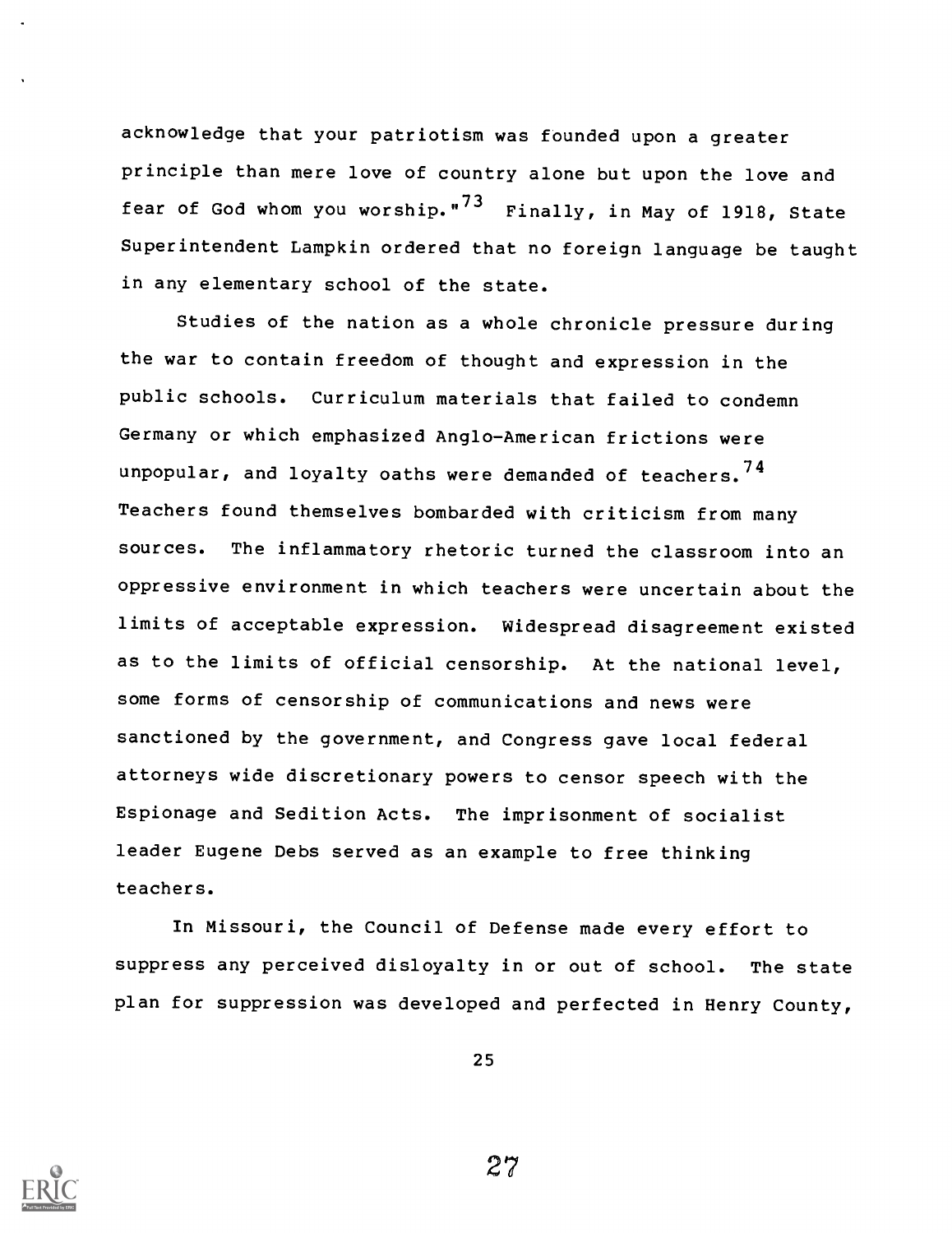acknowledge that your patriotism was founded upon a greater principle than mere love of country alone but upon the love and fear of God whom you worship."[73] Finally, in May of 1918, State Superintendent Lampkin ordered that no foreign language be taught in any elementary school of the state.

Studies of the nation as a whole chronicle pressure during the war to contain freedom of thought and expression in the public schools. Curriculum materials that failed to condemn Germany or which emphasized Anglo-American frictions were unpopular, and loyalty oaths were demanded of teachers.[74] Teachers found themselves bombarded with criticism from many sources. The inflammatory rhetoric turned the classroom into an oppressive environment in which teachers were uncertain about the limits of acceptable expression. Widespread disagreement existed as to the limits of official censorship. At the national level, some forms of censorship of communications and news were sanctioned by the government, and Congress gave local federal attorneys wide discretionary powers to censor speech with the Espionage and Sedition Acts. The imprisonment of socialist leader Eugene Debs served as an example to free thinking teachers.

In Missouri, the Council of Defense made every effort to suppress any perceived disloyalty in or out of school. The state plan for suppression was developed and perfected in Henry County,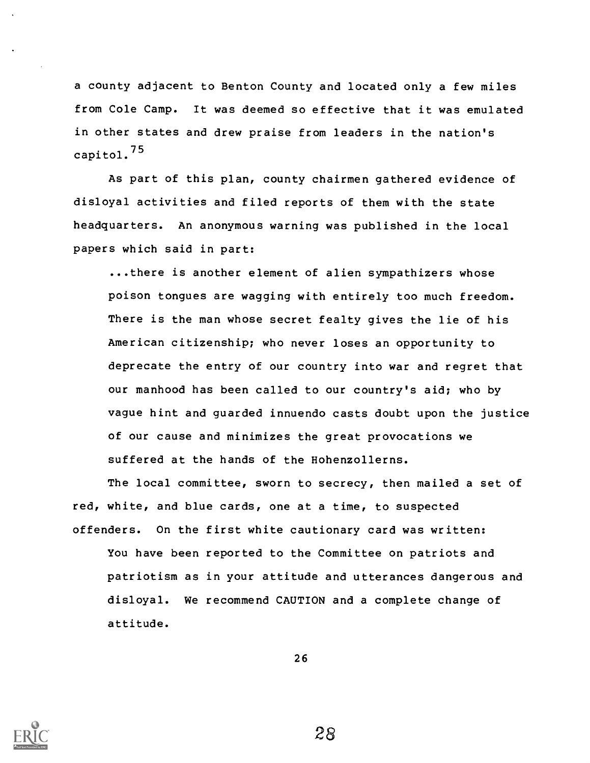a county adjacent to Benton County and located only a few miles from Cole Camp. It was deemed so effective that it was emulated in other states and drew praise from leaders in the nation's capitol.[75]

As part of this plan, county chairmen gathered evidence of disloyal activities and filed reports of them with the state headquarters. An anonymous warning was published in the local papers which said in part:

> ...there is another element of alien sympathizers whose poison tongues are wagging with entirely too much freedom. There is the man whose secret fealty gives the lie of his American citizenship; who never loses an opportunity to deprecate the entry of our country into war and regret that our manhood has been called to our country's aid; who by vague hint and guarded innuendo casts doubt upon the justice of our cause and minimizes the great provocations we suffered at the hands of the Hohenzollerns.

The local committee, sworn to secrecy, then mailed a set of red, white, and blue cards, one at a time, to suspected offenders. On the first white cautionary card was written:

> You have been reported to the Committee on patriots and patriotism as in your attitude and utterances dangerous and disloyal. We recommend CAUTION and a complete change of attitude.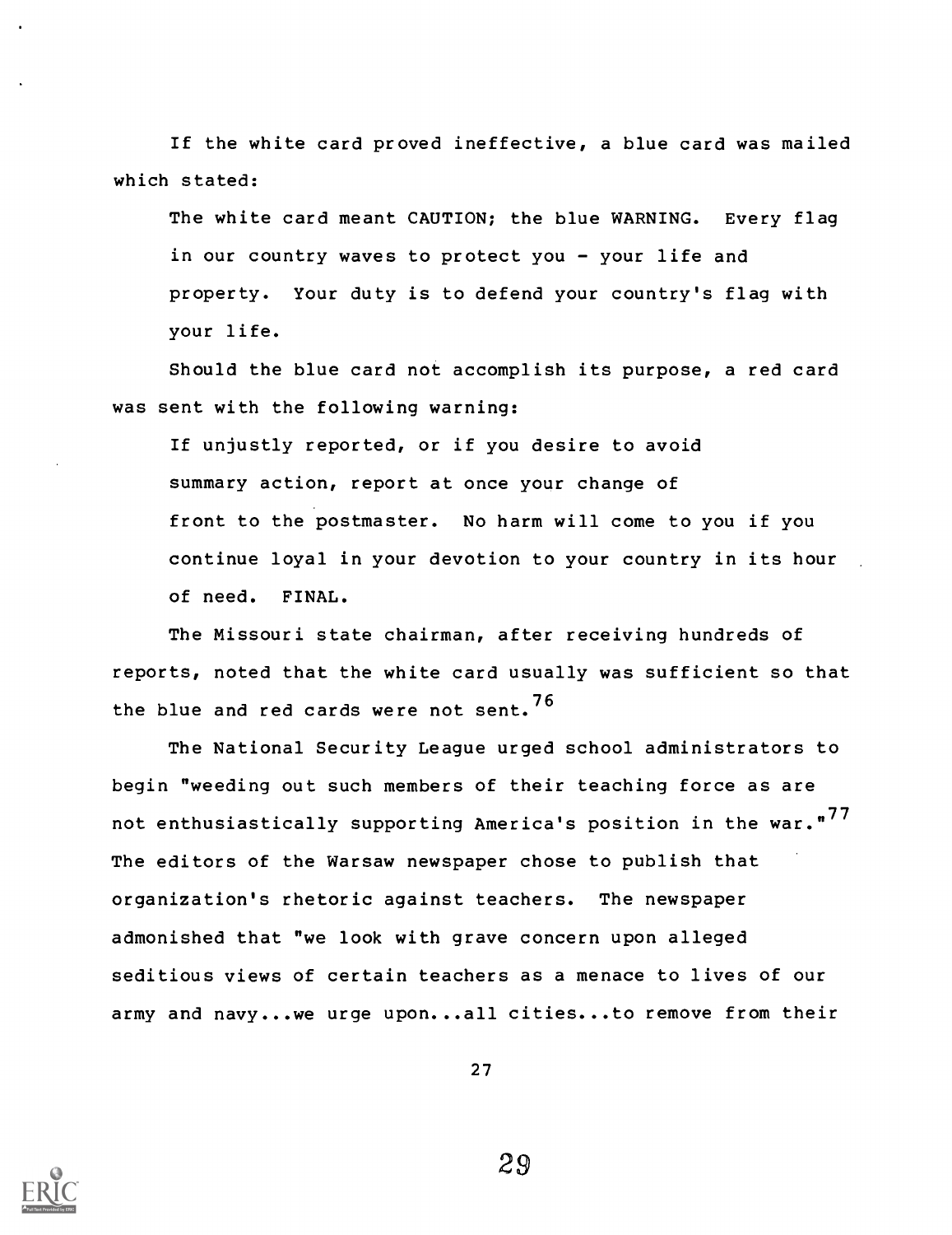If the white card proved ineffective, a blue card was mailed which stated:

> The white card meant CAUTION; the blue WARNING. Every flag in our country waves to protect you - your life and property. Your duty is to defend your country's flag with your life.

Should the blue card not accomplish its purpose, a red card was sent with the following warning:

> If unjustly reported, or if you desire to avoid summary action, report at once your change of front to the postmaster. No harm will come to you if you continue loyal in your devotion to your country in its hour of need. FINAL.

The Missouri state chairman, after receiving hundreds of reports, noted that the white card usually was sufficient so that the blue and red cards were not sent.[76]

The National Security League urged school administrators to begin "weeding out such members of their teaching force as are not enthusiastically supporting America's position in the war."[77] The editors of the Warsaw newspaper chose to publish that organization's rhetoric against teachers. The newspaper admonished that "we look with grave concern upon alleged seditious views of certain teachers as a menace to lives of our army and navy...we urge upon...all cities...to remove from their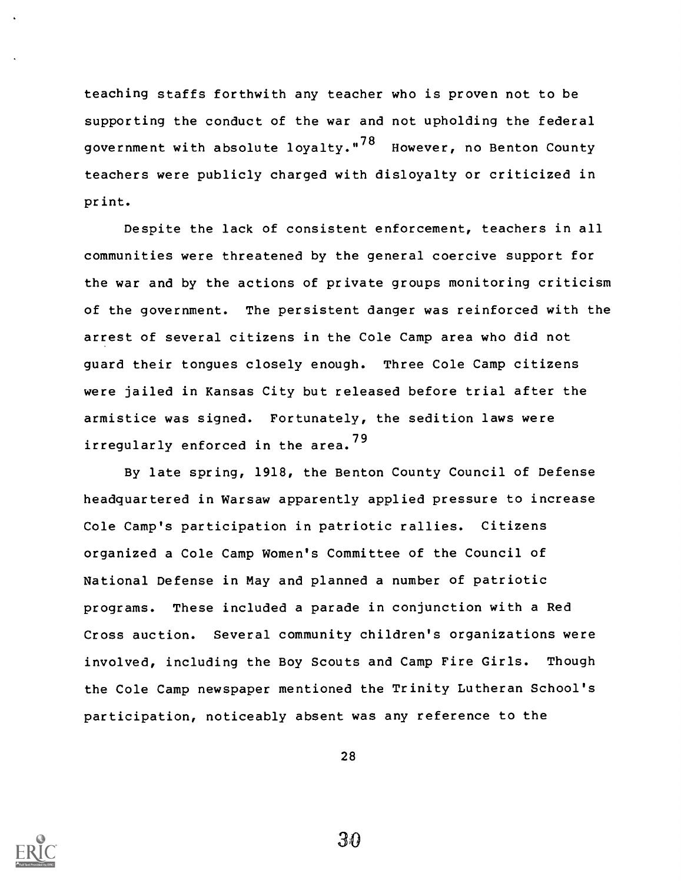teaching staffs forthwith any teacher who is proven not to be supporting the conduct of the war and not upholding the federal government with absolute loyalty."[78] However, no Benton County teachers were publicly charged with disloyalty or criticized in print.

Despite the lack of consistent enforcement, teachers in all communities were threatened by the general coercive support for the war and by the actions of private groups monitoring criticism of the government. The persistent danger was reinforced with the arrest of several citizens in the Cole Camp area who did not guard their tongues closely enough. Three Cole Camp citizens were jailed in Kansas City but released before trial after the armistice was signed. Fortunately, the sedition laws were irregularly enforced in the area.[79]

By late spring, 1918, the Benton County Council of Defense headquartered in Warsaw apparently applied pressure to increase Cole Camp's participation in patriotic rallies. Citizens organized a Cole Camp Women's Committee of the Council of National Defense in May and planned a number of patriotic programs. These included a parade in conjunction with a Red Cross auction. Several community children's organizations were involved, including the Boy Scouts and Camp Fire Girls. Though the Cole Camp newspaper mentioned the Trinity Lutheran School's participation, noticeably absent was any reference to the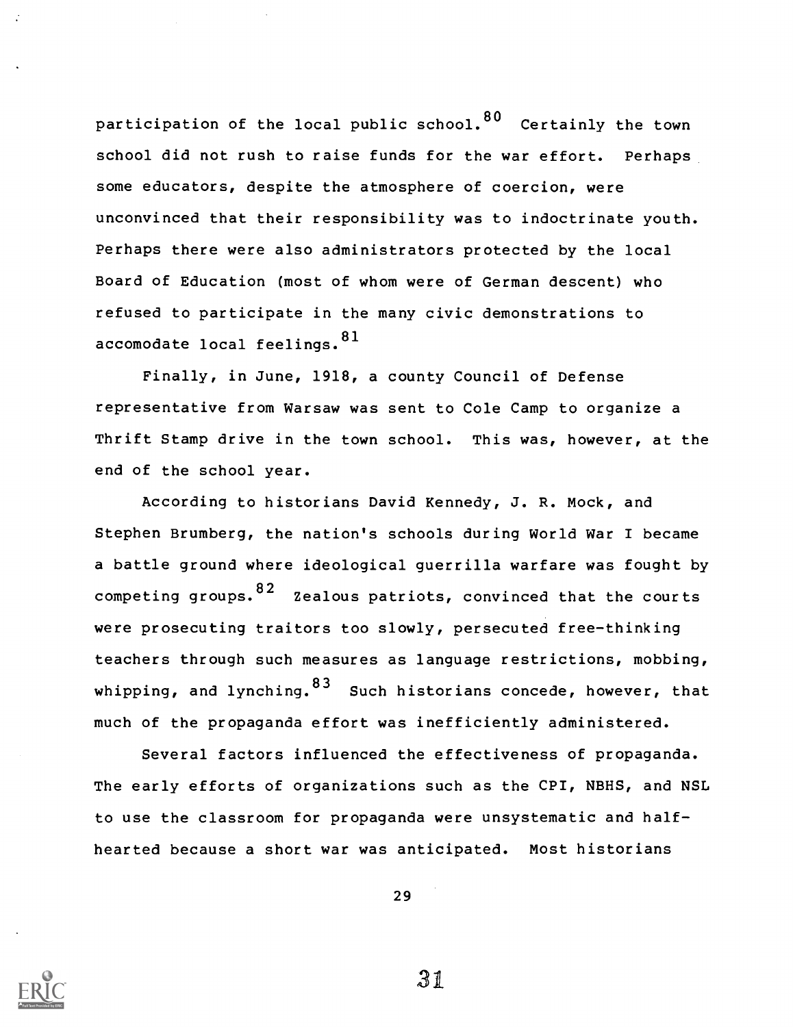participation of the local public school.[80] Certainly the town school did not rush to raise funds for the war effort. Perhaps some educators, despite the atmosphere of coercion, were unconvinced that their responsibility was to indoctrinate youth. Perhaps there were also administrators protected by the local Board of Education (most of whom were of German descent) who refused to participate in the many civic demonstrations to accomodate local feelings.[81]

Finally, in June, 1918, a county Council of Defense representative from Warsaw was sent to Cole Camp to organize a Thrift Stamp drive in the town school. This was, however, at the end of the school year.

According to historians David Kennedy, J. R. Mock, and Stephen Brumberg, the nation's schools during World War I became a battle ground where ideological guerrilla warfare was fought by competing groups.[82] Zealous patriots, convinced that the courts were prosecuting traitors too slowly, persecuted free-thinking teachers through such measures as language restrictions, mobbing, whipping, and lynching.[83] Such historians concede, however, that much of the propaganda effort was inefficiently administered.

Several factors influenced the effectiveness of propaganda. The early efforts of organizations such as the CPI, NBHS, and NSL to use the classroom for propaganda were unsystematic and half-hearted because a short war was anticipated. Most historians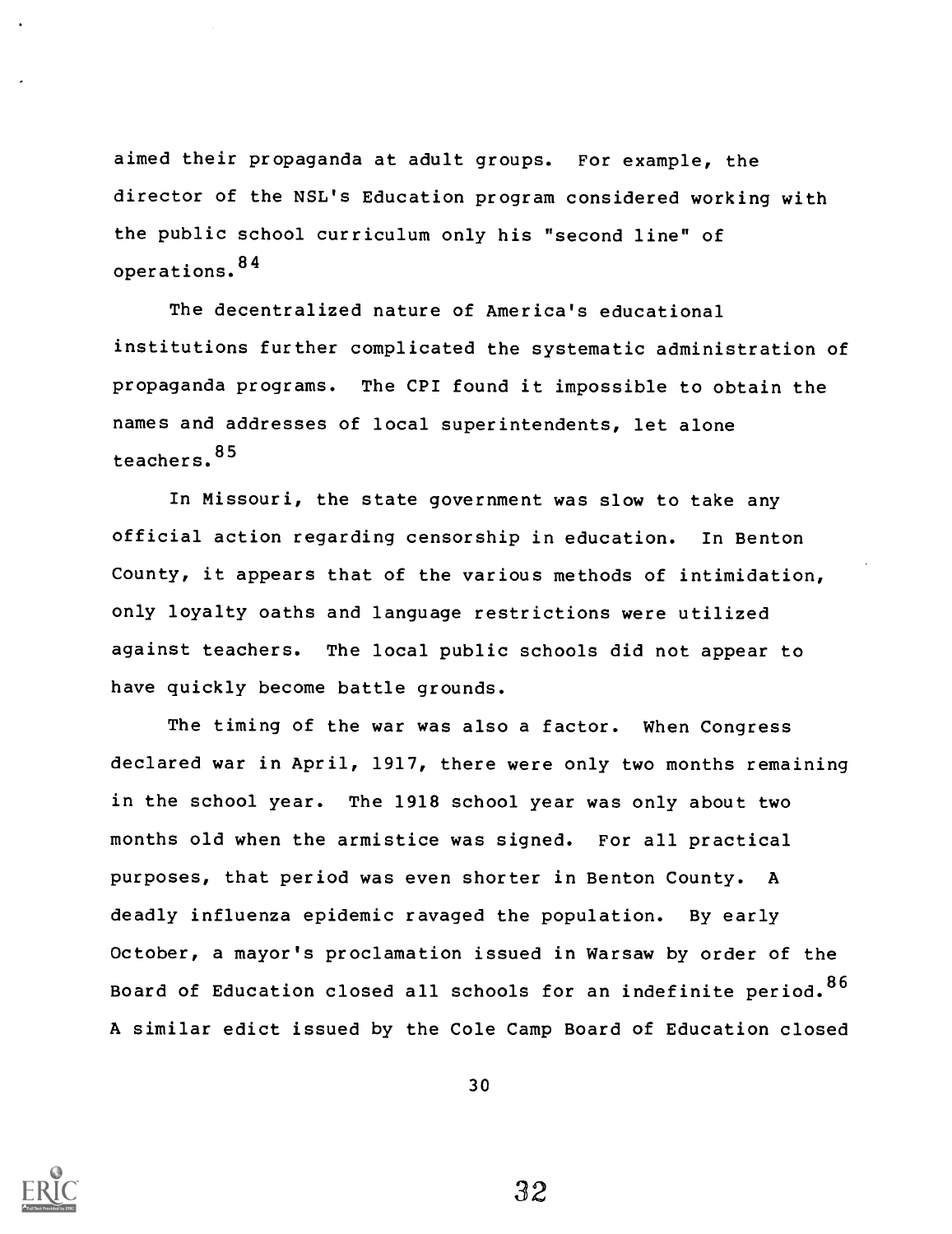aimed their propaganda at adult groups. For example, the director of the NSL's Education program considered working with the public school curriculum only his "second line" of operations.[84]

The decentralized nature of America's educational institutions further complicated the systematic administration of propaganda programs. The CPI found it impossible to obtain the names and addresses of local superintendents, let alone teachers.[85]

In Missouri, the state government was slow to take any official action regarding censorship in education. In Benton County, it appears that of the various methods of intimidation, only loyalty oaths and language restrictions were utilized against teachers. The local public schools did not appear to have quickly become battle grounds.

The timing of the war was also a factor. When Congress declared war in April, 1917, there were only two months remaining in the school year. The 1918 school year was only about two months old when the armistice was signed. For all practical purposes, that period was even shorter in Benton County. A deadly influenza epidemic ravaged the population. By early October, a mayor's proclamation issued in Warsaw by order of the Board of Education closed all schools for an indefinite period.[86] A similar edict issued by the Cole Camp Board of Education closed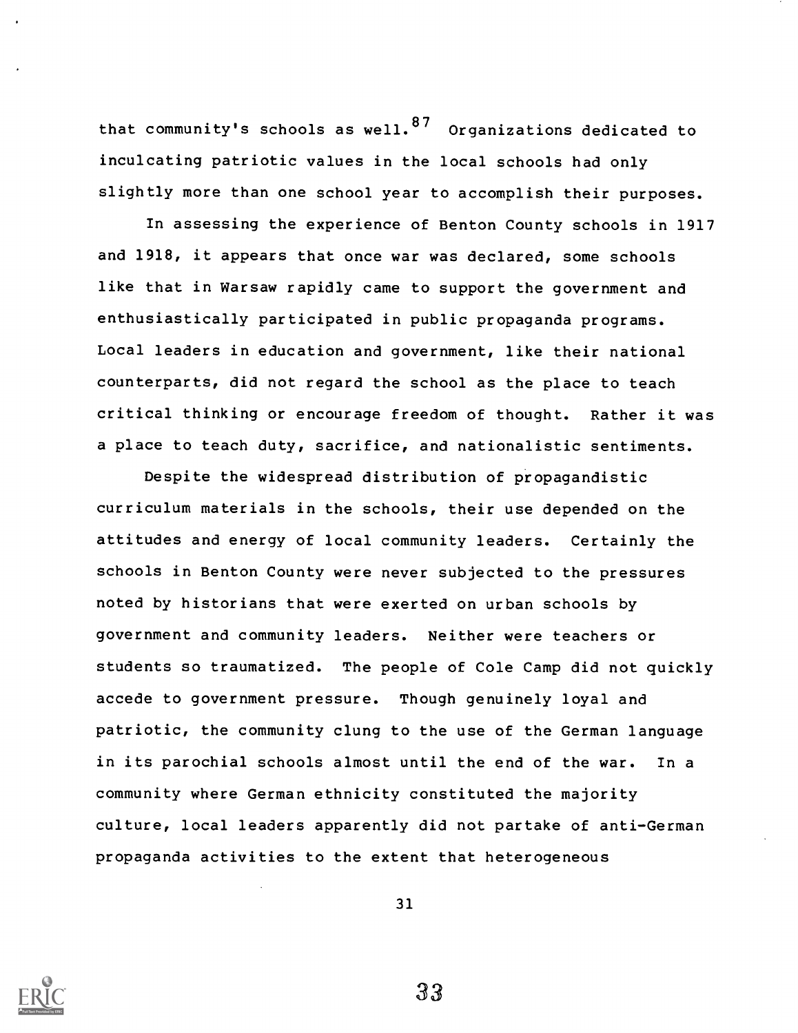that community's schools as well.[87] Organizations dedicated to inculcating patriotic values in the local schools had only slightly more than one school year to accomplish their purposes.

In assessing the experience of Benton County schools in 1917 and 1918, it appears that once war was declared, some schools like that in Warsaw rapidly came to support the government and enthusiastically participated in public propaganda programs. Local leaders in education and government, like their national counterparts, did not regard the school as the place to teach critical thinking or encourage freedom of thought. Rather it was a place to teach duty, sacrifice, and nationalistic sentiments.

Despite the widespread distribution of propagandistic curriculum materials in the schools, their use depended on the attitudes and energy of local community leaders. Certainly the schools in Benton County were never subjected to the pressures noted by historians that were exerted on urban schools by government and community leaders. Neither were teachers or students so traumatized. The people of Cole Camp did not quickly accede to government pressure. Though genuinely loyal and patriotic, the community clung to the use of the German language in its parochial schools almost until the end of the war. In a community where German ethnicity constituted the majority culture, local leaders apparently did not partake of anti-German propaganda activities to the extent that heterogeneous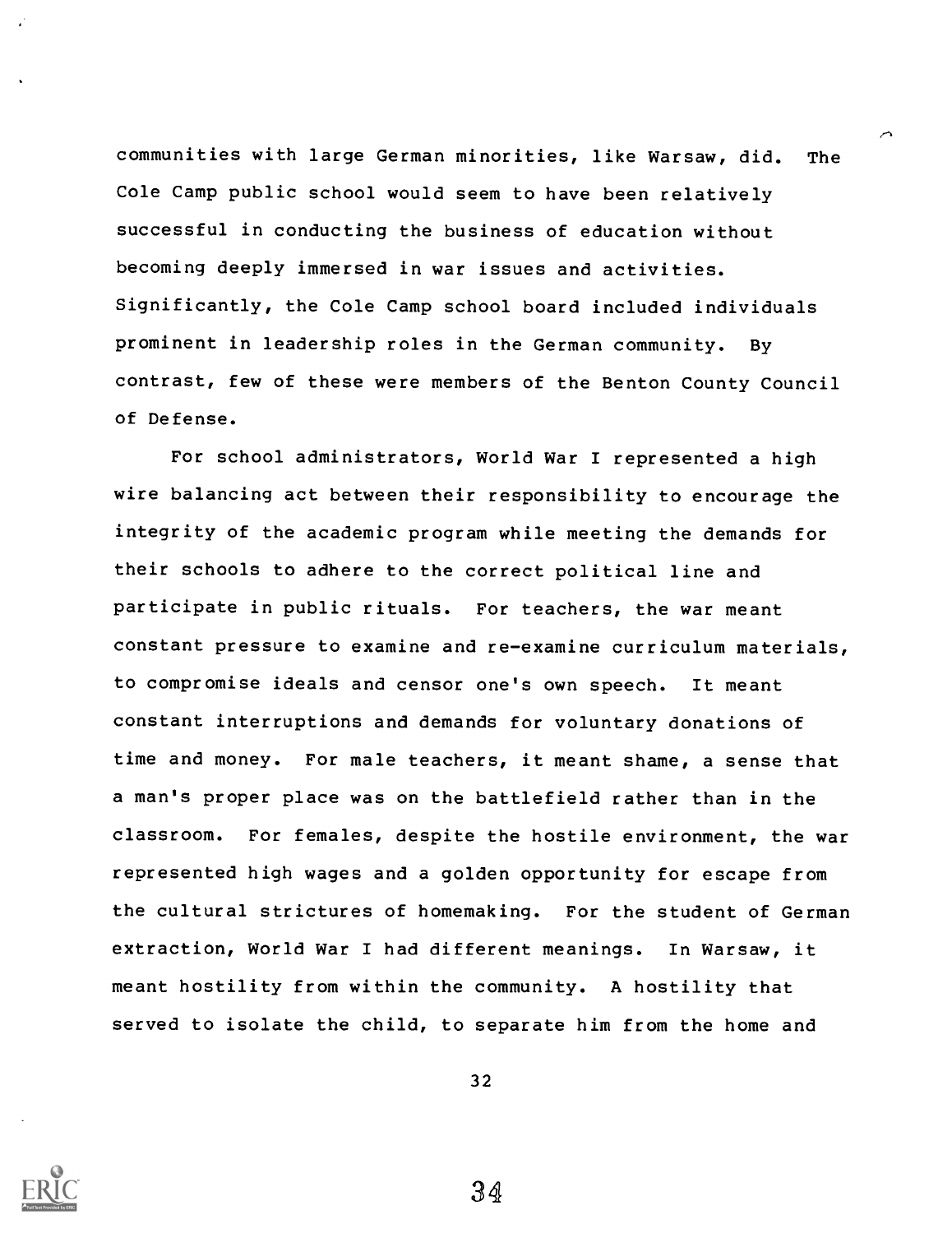communities with large German minorities, like Warsaw, did. The Cole Camp public school would seem to have been relatively successful in conducting the business of education without becoming deeply immersed in war issues and activities. Significantly, the Cole Camp school board included individuals prominent in leadership roles in the German community. By contrast, few of these were members of the Benton County Council of Defense.

For school administrators, World War I represented a high wire balancing act between their responsibility to encourage the integrity of the academic program while meeting the demands for their schools to adhere to the correct political line and participate in public rituals. For teachers, the war meant constant pressure to examine and re-examine curriculum materials, to compromise ideals and censor one's own speech. It meant constant interruptions and demands for voluntary donations of time and money. For male teachers, it meant shame, a sense that a man's proper place was on the battlefield rather than in the classroom. For females, despite the hostile environment, the war represented high wages and a golden opportunity for escape from the cultural strictures of homemaking. For the student of German extraction, World War I had different meanings. In Warsaw, it meant hostility from within the community. A hostility that served to isolate the child, to separate him from the home and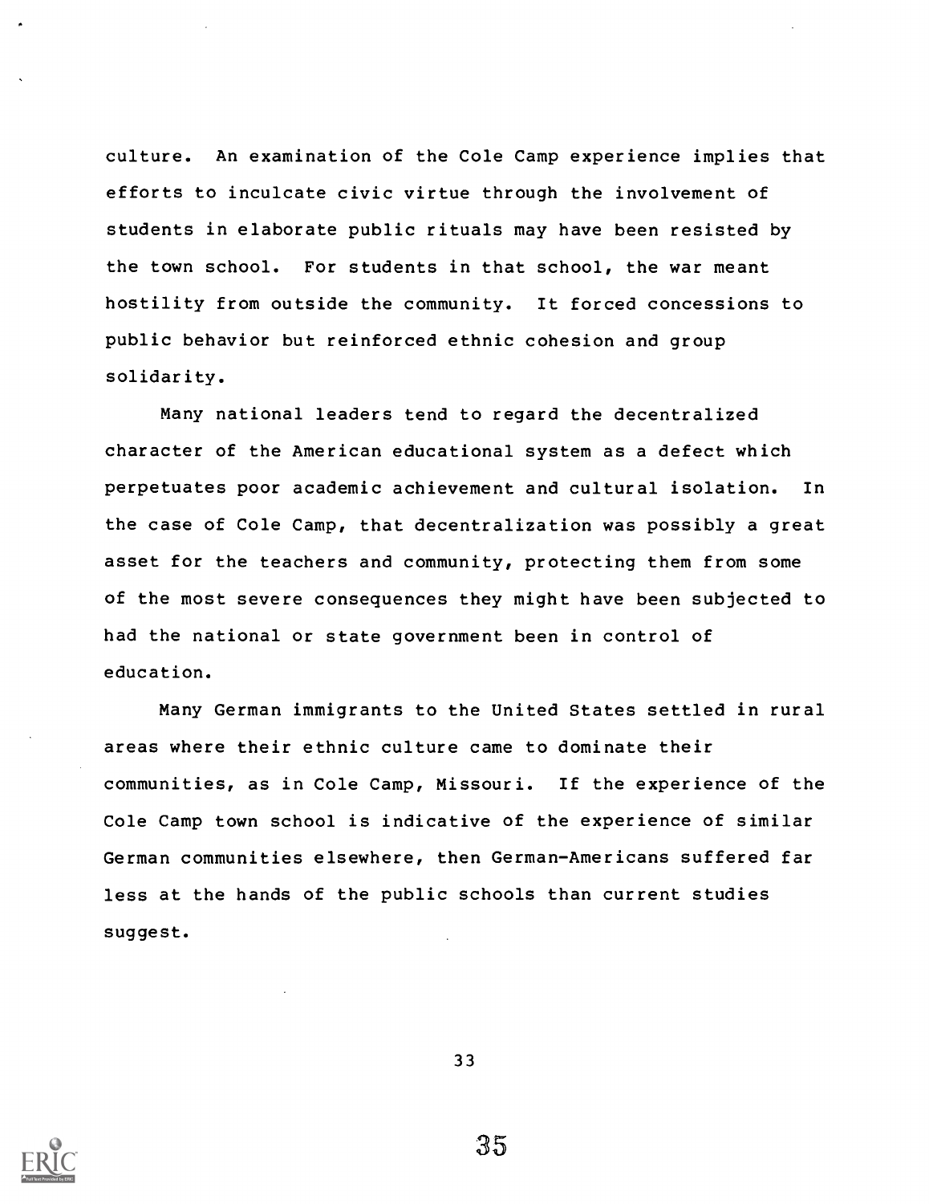culture. An examination of the Cole Camp experience implies that efforts to inculcate civic virtue through the involvement of students in elaborate public rituals may have been resisted by the town school. For students in that school, the war meant hostility from outside the community. It forced concessions to public behavior but reinforced ethnic cohesion and group solidarity.

Many national leaders tend to regard the decentralized character of the American educational system as a defect which perpetuates poor academic achievement and cultural isolation. In the case of Cole Camp, that decentralization was possibly a great asset for the teachers and community, protecting them from some of the most severe consequences they might have been subjected to had the national or state government been in control of education.

Many German immigrants to the United States settled in rural areas where their ethnic culture came to dominate their communities, as in Cole Camp, Missouri. If the experience of the Cole Camp town school is indicative of the experience of similar German communities elsewhere, then German-Americans suffered far less at the hands of the public schools than current studies suggest.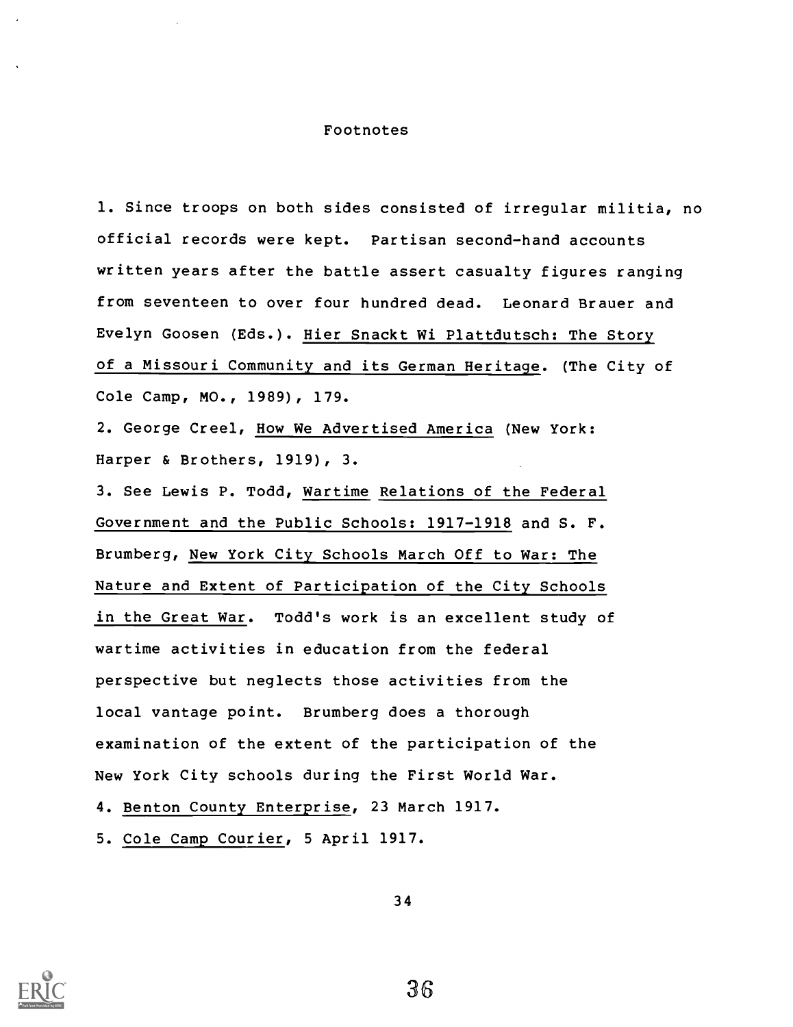# Footnotes

1. Since troops on both sides consisted of irregular militia, no official records were kept. Partisan second-hand accounts written years after the battle assert casualty figures ranging from seventeen to over four hundred dead. Leonard Brauer and Evelyn Goosen (Eds.). Hier Snackt Wi Plattdutsch: The Story of a Missouri Community and its German Heritage. (The City of Cole Camp, MO., 1989), 179.

2. George Creel, How We Advertised America (New York: Harper & Brothers, 1919), 3.

3. See Lewis P. Todd, Wartime Relations of the Federal Government and the Public Schools: 1917-1918 and S. F. Brumberg, New York City Schools March Off to War: The Nature and Extent of Participation of the City Schools in the Great War. Todd's work is an excellent study of wartime activities in education from the federal perspective but neglects those activities from the local vantage point. Brumberg does a thorough examination of the extent of the participation of the New York City schools during the First World War.

4. Benton County Enterprise, 23 March 1917.

5. Cole Camp Courier, 5 April 1917.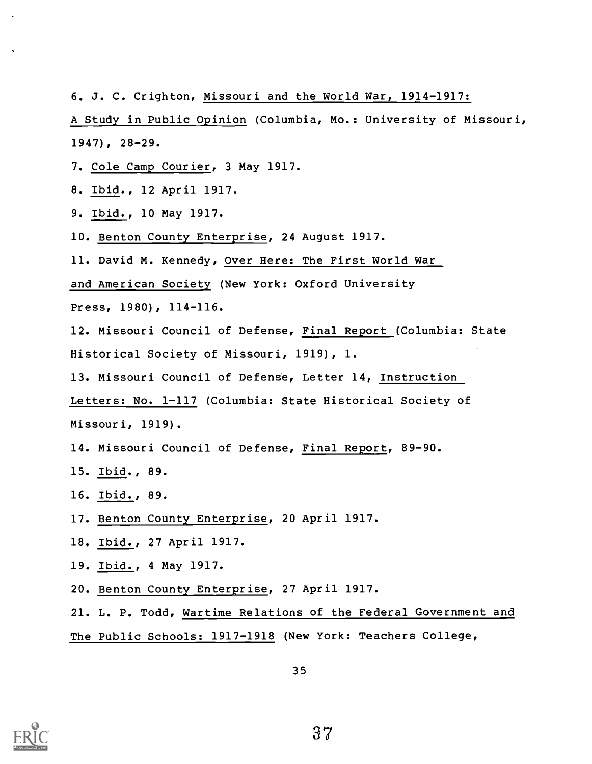6. J. C. Crighton, Missouri and the World War, 1914-1917: A Study in Public Opinion (Columbia, Mo.: University of Missouri, 1947), 28-29.

7. Cole Camp Courier, 3 May 1917.

8. Ibid., 12 April 1917.

9. Ibid., 10 May 1917.

10. Benton County Enterprise, 24 August 1917.

11. David M. Kennedy, Over Here: The First World War and American Society (New York: Oxford University Press, 1980), 114-116.

12. Missouri Council of Defense, Final Report (Columbia: State Historical Society of Missouri, 1919), 1.

13. Missouri Council of Defense, Letter 14, Instruction Letters: No. 1-117 (Columbia: State Historical Society of Missouri, 1919).

14. Missouri Council of Defense, Final Report, 89-90.

15. Ibid., 89.

16. Ibid., 89.

17. Benton County Enterprise, 20 April 1917.

18. Ibid., 27 April 1917.

19. Ibid., 4 May 1917.

20. Benton County Enterprise, 27 April 1917.

21. L. P. Todd, Wartime Relations of the Federal Government and The Public Schools: 1917-1918 (New York: Teachers College,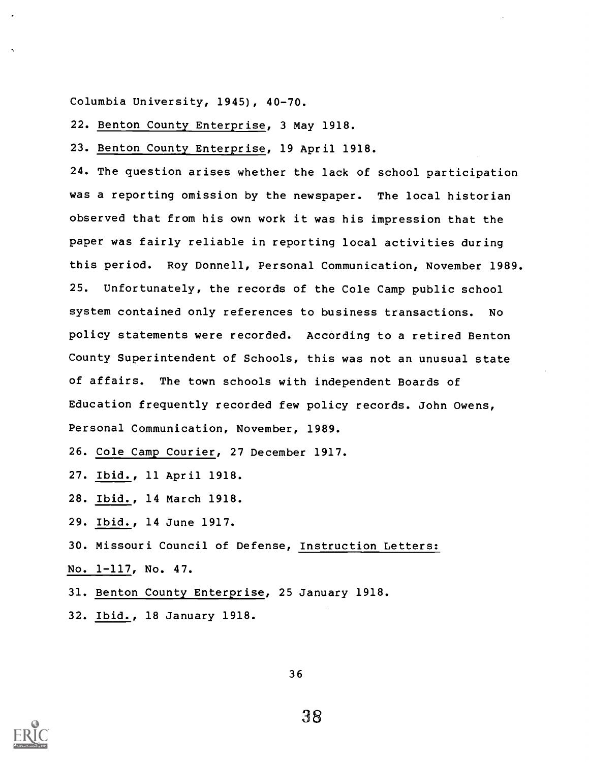Columbia University, 1945), 40-70.

22. Benton County Enterprise, 3 May 1918.

23. Benton County Enterprise, 19 April 1918.

24. The question arises whether the lack of school participation was a reporting omission by the newspaper. The local historian observed that from his own work it was his impression that the paper was fairly reliable in reporting local activities during this period. Roy Donnell, Personal Communication, November 1989.

25. Unfortunately, the records of the Cole Camp public school system contained only references to business transactions. No policy statements were recorded. According to a retired Benton County Superintendent of Schools, this was not an unusual state of affairs. The town schools with independent Boards of Education frequently recorded few policy records. John Owens, Personal Communication, November, 1989.

26. Cole Camp Courier, 27 December 1917.

27. Ibid., 11 April 1918.

28. Ibid., 14 March 1918.

29. Ibid., 14 June 1917.

30. Missouri Council of Defense, Instruction Letters: No. 1-117, No. 47.

31. Benton County Enterprise, 25 January 1918.

32. Ibid., 18 January 1918.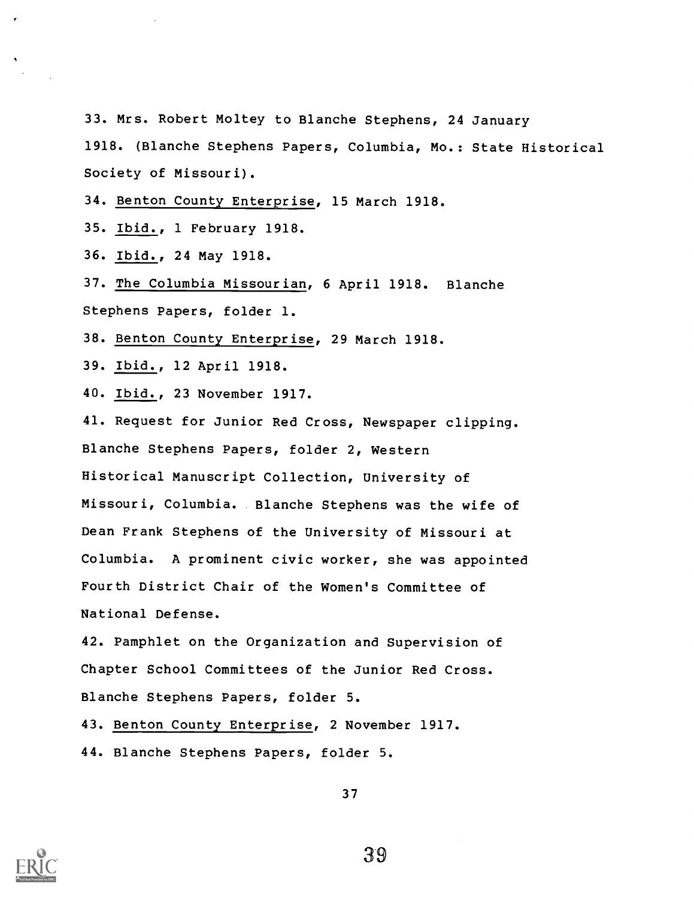33. Mrs. Robert Moltey to Blanche Stephens, 24 January 1918. (Blanche Stephens Papers, Columbia, Mo.: State Historical Society of Missouri).

34. Benton County Enterprise, 15 March 1918.

35. Ibid., 1 February 1918.

36. Ibid., 24 May 1918.

37. The Columbia Missourian, 6 April 1918. Blanche Stephens Papers, folder 1.

38. Benton County Enterprise, 29 March 1918.

39. Ibid., 12 April 1918.

40. Ibid., 23 November 1917.

41. Request for Junior Red Cross, Newspaper clipping. Blanche Stephens Papers, folder 2, Western Historical Manuscript Collection, University of Missouri, Columbia. Blanche Stephens was the wife of Dean Frank Stephens of the University of Missouri at Columbia. A prominent civic worker, she was appointed Fourth District Chair of the Women's Committee of National Defense.

42. Pamphlet on the Organization and Supervision of Chapter School Committees of the Junior Red Cross. Blanche Stephens Papers, folder 5.

43. Benton County Enterprise, 2 November 1917.

44. Blanche Stephens Papers, folder 5.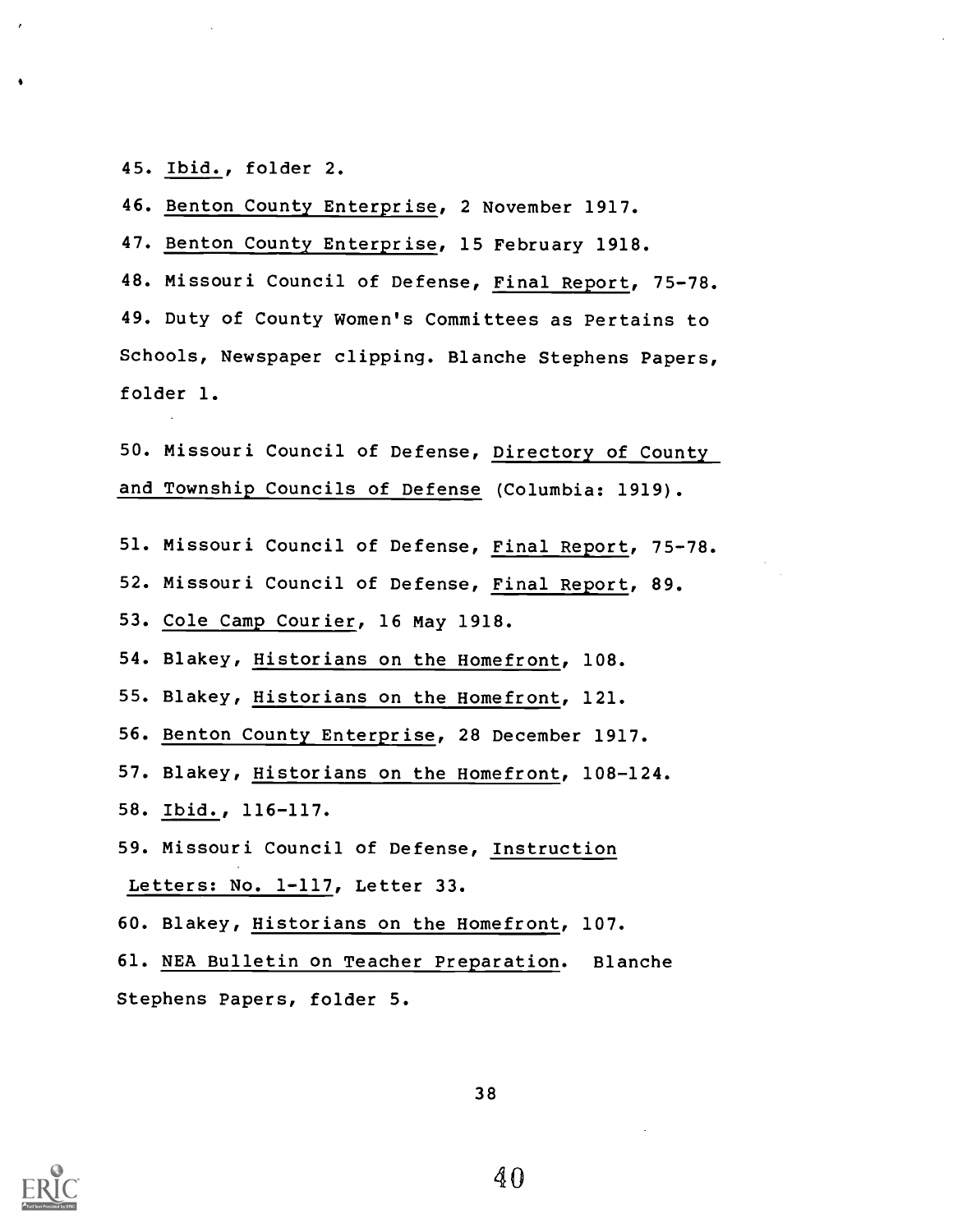45. Ibid., folder 2.

46. Benton County Enterprise, 2 November 1917.

47. Benton County Enterprise, 15 February 1918.

48. Missouri Council of Defense, Final Report, 75-78.

49. Duty of County Women's Committees as Pertains to Schools, Newspaper clipping. Blanche Stephens Papers, folder 1.

50. Missouri Council of Defense, Directory of County and Township Councils of Defense (Columbia: 1919).

51. Missouri Council of Defense, Final Report, 75-78.

52. Missouri Council of Defense, Final Report, 89.

53. Cole Camp Courier, 16 May 1918.

54. Blakey, Historians on the Homefront, 108.

55. Blakey, Historians on the Homefront, 121.

56. Benton County Enterprise, 28 December 1917.

57. Blakey, Historians on the Homefront, 108-124.

58. Ibid., 116-117.

59. Missouri Council of Defense, Instruction Letters: No. 1-117, Letter 33.

60. Blakey, Historians on the Homefront, 107.

61. NEA Bulletin on Teacher Preparation. Blanche Stephens Papers, folder 5.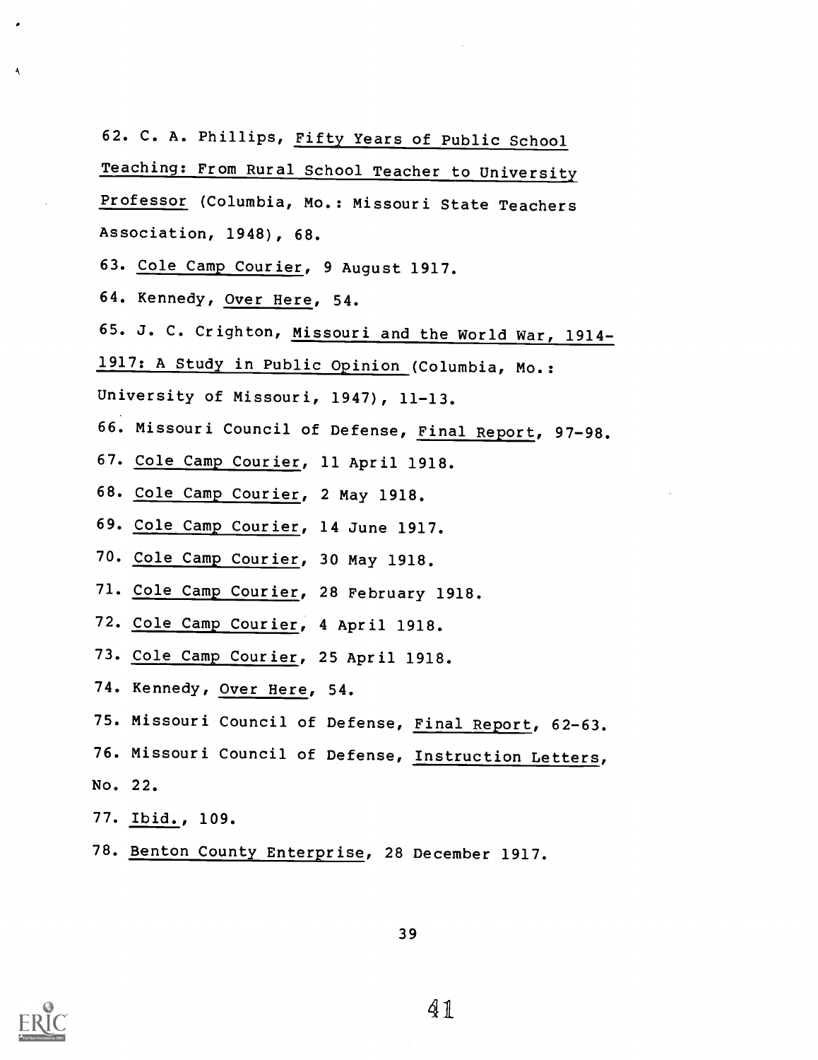62. C. A. Phillips, _Fifty Years of Public School Teaching: From Rural School Teacher to University Professor_ (Columbia, Mo.: Missouri State Teachers Association, 1948), 68.

63. _Cole Camp Courier_, 9 August 1917.

64. Kennedy, _Over Here_, 54.

65. J. C. Crighton, _Missouri and the World War, 1914-1917: A Study in Public Opinion_ (Columbia, Mo.: University of Missouri, 1947), 11-13.

66. Missouri Council of Defense, _Final Report_, 97-98.

67. _Cole Camp Courier_, 11 April 1918.

68. _Cole Camp Courier_, 2 May 1918.

69. _Cole Camp Courier_, 14 June 1917.

70. _Cole Camp Courier_, 30 May 1918.

71. _Cole Camp Courier_, 28 February 1918.

72. _Cole Camp Courier_, 4 April 1918.

73. _Cole Camp Courier_, 25 April 1918.

74. Kennedy, _Over Here_, 54.

75. Missouri Council of Defense, _Final Report_, 62-63.

76. Missouri Council of Defense, _Instruction Letters_, No. 22.

77. _Ibid._, 109.

78. _Benton County Enterprise_, 28 December 1917.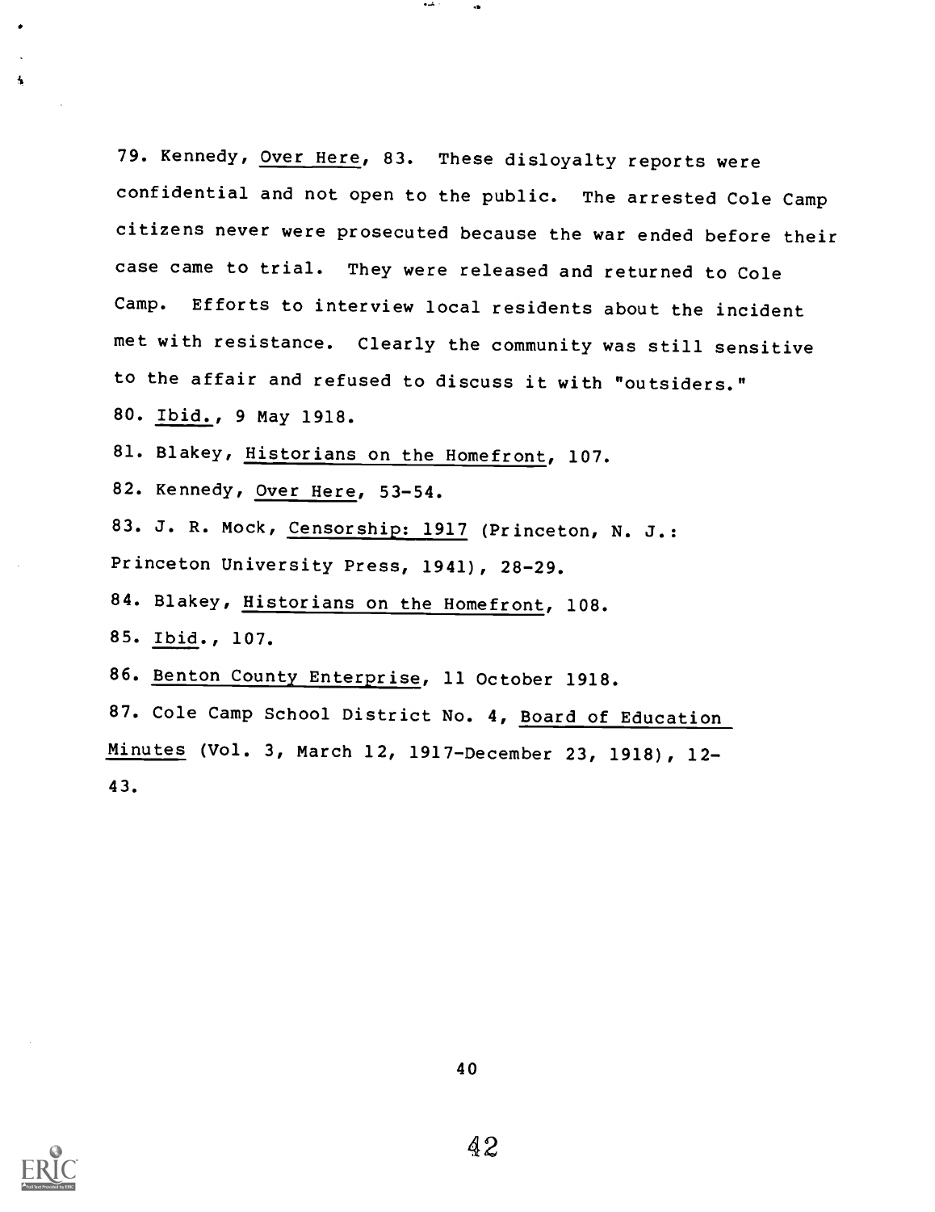79. Kennedy, Over Here, 83. These disloyalty reports were confidential and not open to the public. The arrested Cole Camp citizens never were prosecuted because the war ended before their case came to trial. They were released and returned to Cole Camp. Efforts to interview local residents about the incident met with resistance. Clearly the community was still sensitive to the affair and refused to discuss it with "outsiders."

80. Ibid., 9 May 1918.

81. Blakey, Historians on the Homefront, 107.

82. Kennedy, Over Here, 53-54.

83. J. R. Mock, Censorship: 1917 (Princeton, N. J.: Princeton University Press, 1941), 28-29.

84. Blakey, Historians on the Homefront, 108.

85. Ibid., 107.

86. Benton County Enterprise, 11 October 1918.

87. Cole Camp School District No. 4, Board of Education Minutes (Vol. 3, March 12, 1917-December 23, 1918), 12-43.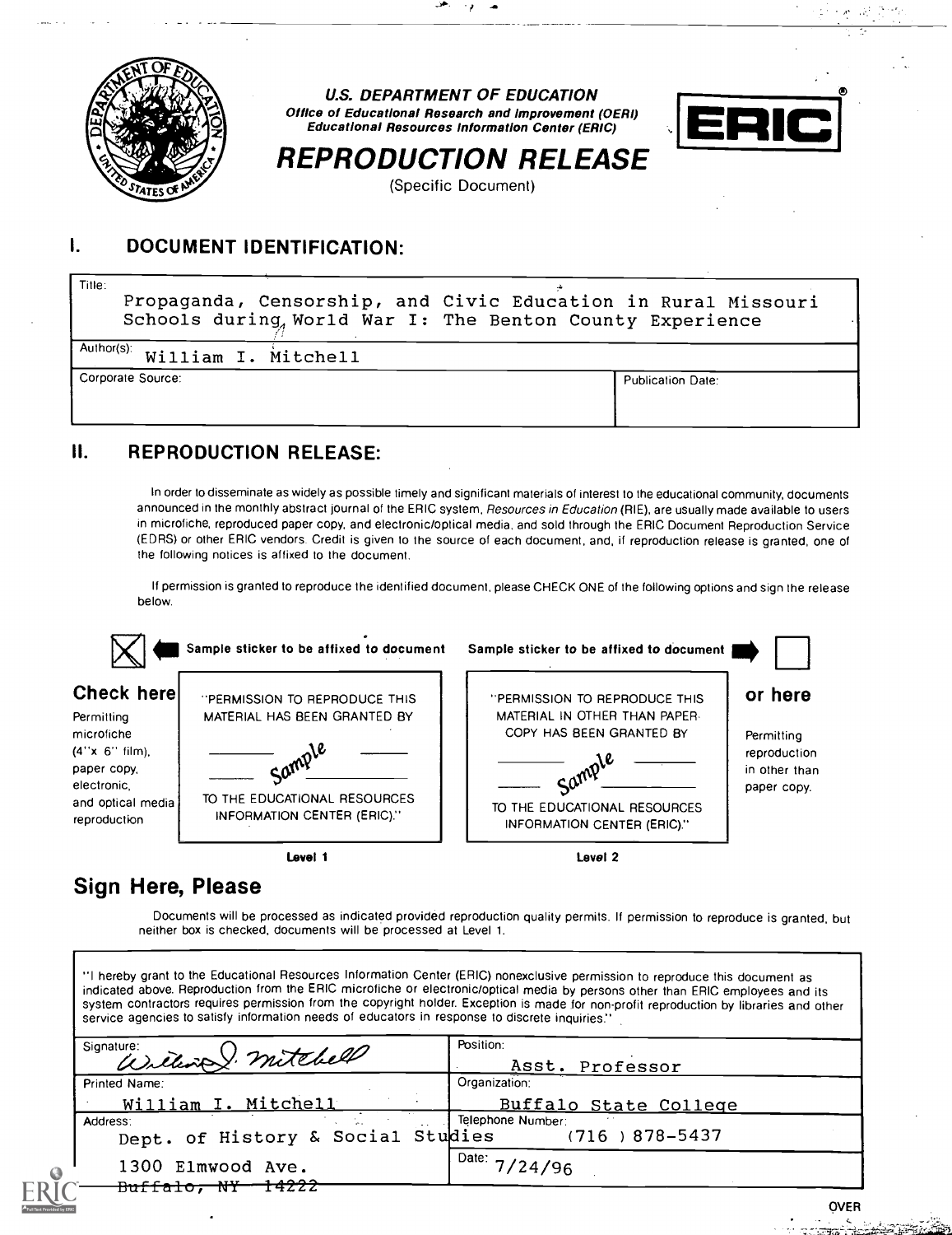**U.S. DEPARTMENT OF EDUCATION**
*Office of Educational Research and Improvement (OERI)*
*Educational Resources Information Center (ERIC)*

ERIC®

# REPRODUCTION RELEASE

(Specific Document)

## I. DOCUMENT IDENTIFICATION:

| | |
|---|---|
| Title: Propaganda, Censorship, and Civic Education in Rural Missouri Schools during World War I: The Benton County Experience | |
| Author(s): William I. Mitchell | |
| Corporate Source: | Publication Date: |

## II. REPRODUCTION RELEASE:

In order to disseminate as widely as possible timely and significant materials of interest to the educational community, documents announced in the monthly abstract journal of the ERIC system, *Resources in Education* (RIE), are usually made available to users in microfiche, reproduced paper copy, and electronic/optical media, and sold through the ERIC Document Reproduction Service (EDRS) or other ERIC vendors. Credit is given to the source of each document, and, if reproduction release is granted, one of the following notices is affixed to the document.

If permission is granted to reproduce the identified document, please CHECK ONE of the following options and sign the release below.

| | | | |
|---|---|---|---|
| [X] | Sample sticker to be affixed to document | Sample sticker to be affixed to document | [ ] |
| **Check here** Permitting microfiche (4"x 6" film), paper copy, electronic, and optical media reproduction | "PERMISSION TO REPRODUCE THIS MATERIAL HAS BEEN GRANTED BY ____ Sample ____ TO THE EDUCATIONAL RESOURCES INFORMATION CENTER (ERIC)." | "PERMISSION TO REPRODUCE THIS MATERIAL IN OTHER THAN PAPER COPY HAS BEEN GRANTED BY ____ Sample ____ TO THE EDUCATIONAL RESOURCES INFORMATION CENTER (ERIC)." | **or here** Permitting reproduction in other than paper copy. |
| | **Level 1** | **Level 2** | |

## Sign Here, Please

Documents will be processed as indicated provided reproduction quality permits. If permission to reproduce is granted, but neither box is checked, documents will be processed at Level 1.

"I hereby grant to the Educational Resources Information Center (ERIC) nonexclusive permission to reproduce this document as indicated above. Reproduction from the ERIC microfiche or electronic/optical media by persons other than ERIC employees and its system contractors requires permission from the copyright holder. Exception is made for non-profit reproduction by libraries and other service agencies to satisfy information needs of educators in response to discrete inquiries."

| | |
|---|---|
| Signature: William I. Mitchell | Position: Asst. Professor |
| Printed Name: William I. Mitchell | Organization: Buffalo State College |
| Address: Dept. of History & Social Studies, 1300 Elmwood Ave., ~~Buffalo, NY 14222~~ | Telephone Number: (716) 878-5437 |
| | Date: 7/24/96 |

OVER